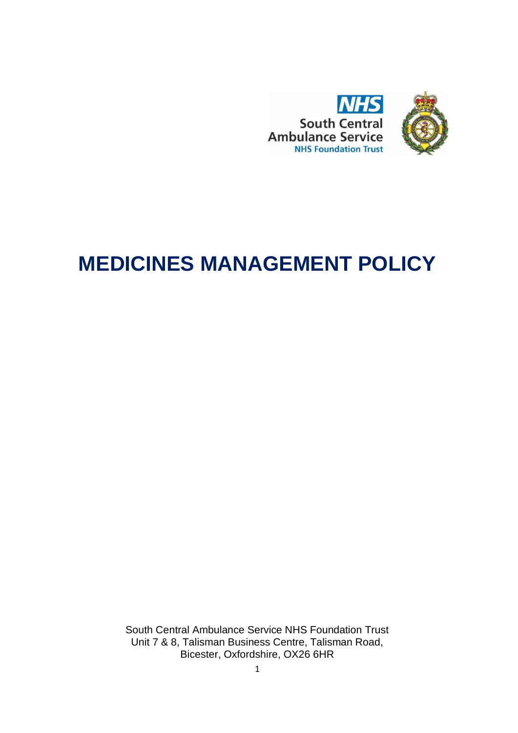NHS

South Central Ambulance Service

NHS Foundation Trust

# MEDICINES MANAGEMENT POLICY

South Central Ambulance Service NHS Foundation Trust
Unit 7 & 8, Talisman Business Centre, Talisman Road,
Bicester, Oxfordshire, OX26 6HR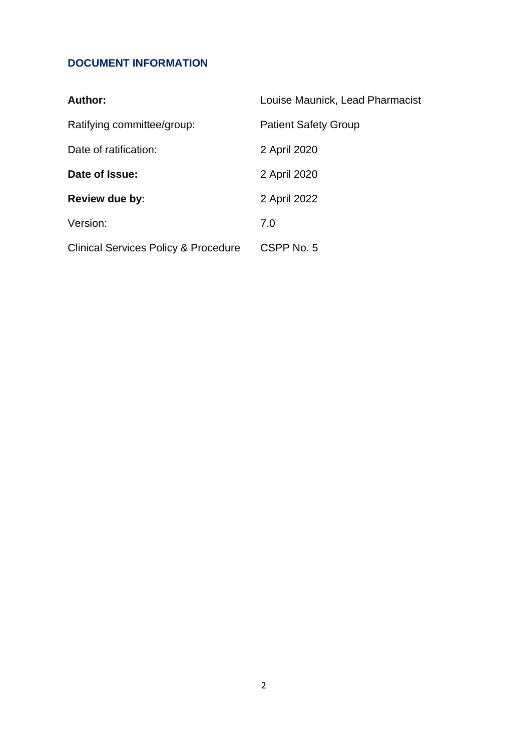## DOCUMENT INFORMATION

| | |
|---|---|
| **Author:** | Louise Maunick, Lead Pharmacist |
| Ratifying committee/group: | Patient Safety Group |
| Date of ratification: | 2 April 2020 |
| **Date of Issue:** | 2 April 2020 |
| **Review due by:** | 2 April 2022 |
| Version: | 7.0 |
| Clinical Services Policy & Procedure | CSPP No. 5 |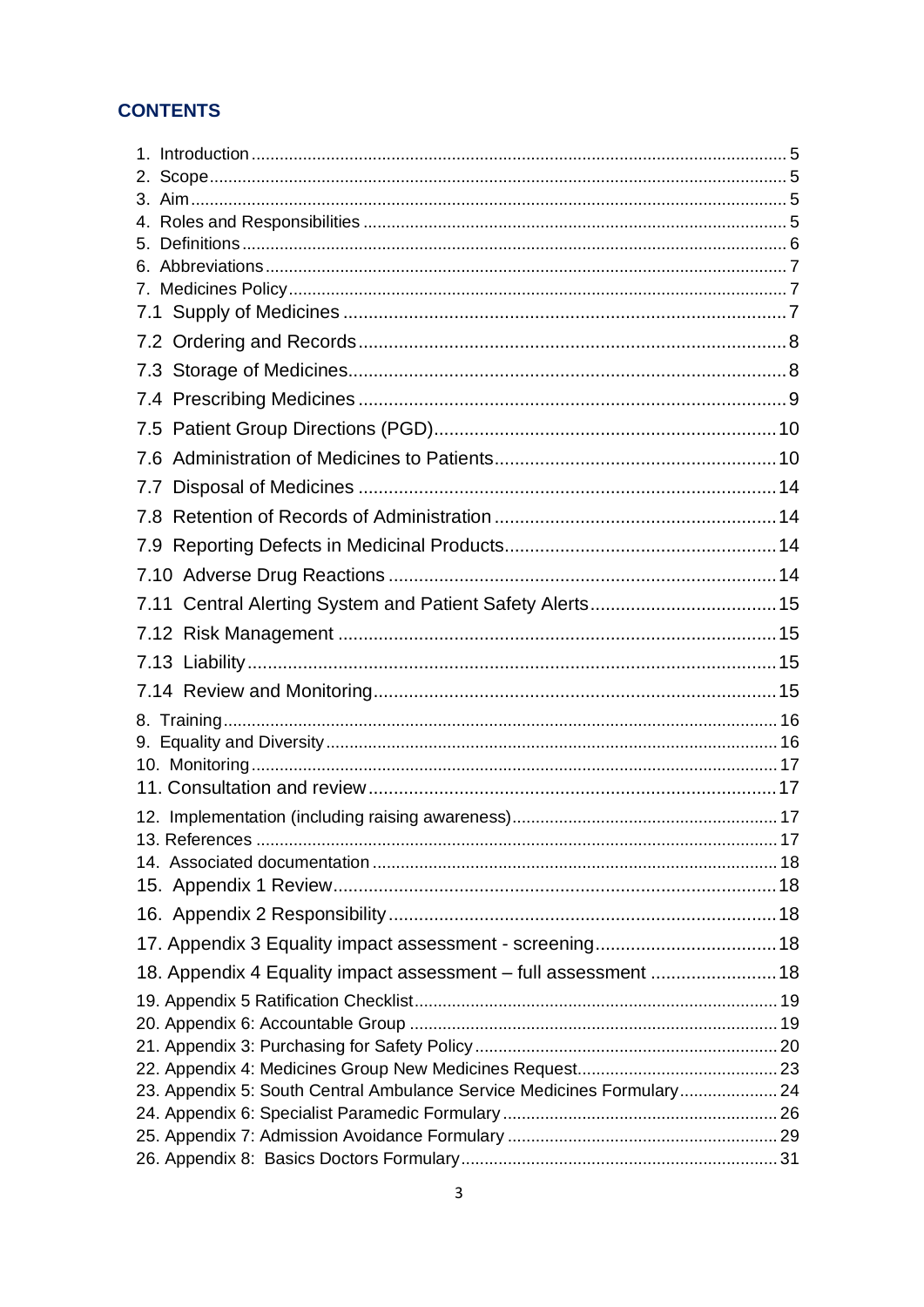## CONTENTS

1. Introduction ........ 5
2. Scope ........ 5
3. Aim ........ 5
4. Roles and Responsibilities ........ 5
5. Definitions ........ 6
6. Abbreviations ........ 7
7. Medicines Policy ........ 7
7.1 Supply of Medicines ........ 7
7.2 Ordering and Records ........ 8
7.3 Storage of Medicines ........ 8
7.4 Prescribing Medicines ........ 9
7.5 Patient Group Directions (PGD) ........ 10
7.6 Administration of Medicines to Patients ........ 10
7.7 Disposal of Medicines ........ 14
7.8 Retention of Records of Administration ........ 14
7.9 Reporting Defects in Medicinal Products ........ 14
7.10 Adverse Drug Reactions ........ 14
7.11 Central Alerting System and Patient Safety Alerts ........ 15
7.12 Risk Management ........ 15
7.13 Liability ........ 15
7.14 Review and Monitoring ........ 15
8. Training ........ 16
9. Equality and Diversity ........ 16
10. Monitoring ........ 17
11. Consultation and review ........ 17
12. Implementation (including raising awareness) ........ 17
13. References ........ 17
14. Associated documentation ........ 18
15. Appendix 1 Review ........ 18
16. Appendix 2 Responsibility ........ 18
17. Appendix 3 Equality impact assessment - screening ........ 18
18. Appendix 4 Equality impact assessment – full assessment ........ 18
19. Appendix 5 Ratification Checklist ........ 19
20. Appendix 6: Accountable Group ........ 19
21. Appendix 3: Purchasing for Safety Policy ........ 20
22. Appendix 4: Medicines Group New Medicines Request ........ 23
23. Appendix 5: South Central Ambulance Service Medicines Formulary ........ 24
24. Appendix 6: Specialist Paramedic Formulary ........ 26
25. Appendix 7: Admission Avoidance Formulary ........ 29
26. Appendix 8: Basics Doctors Formulary ........ 31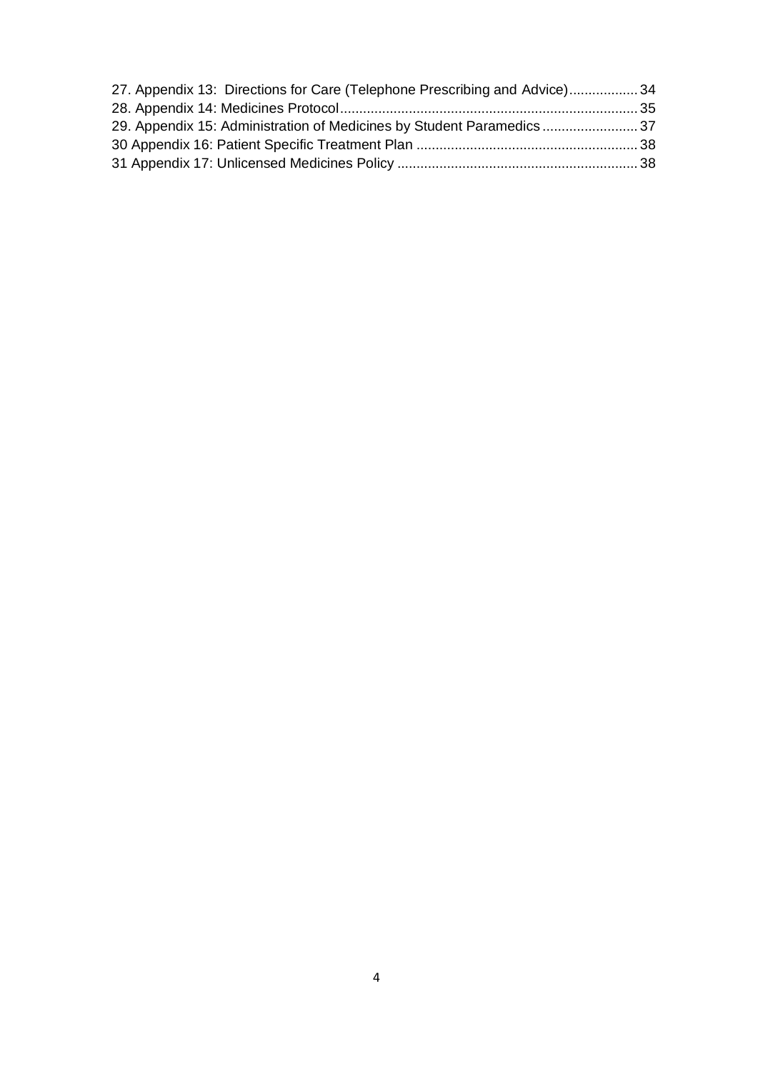27. Appendix 13: Directions for Care (Telephone Prescribing and Advice) .................. 34
28. Appendix 14: Medicines Protocol ............................................................................ 35
29. Appendix 15: Administration of Medicines by Student Paramedics ......................... 37
30 Appendix 16: Patient Specific Treatment Plan .......................................................... 38
31 Appendix 17: Unlicensed Medicines Policy ............................................................... 38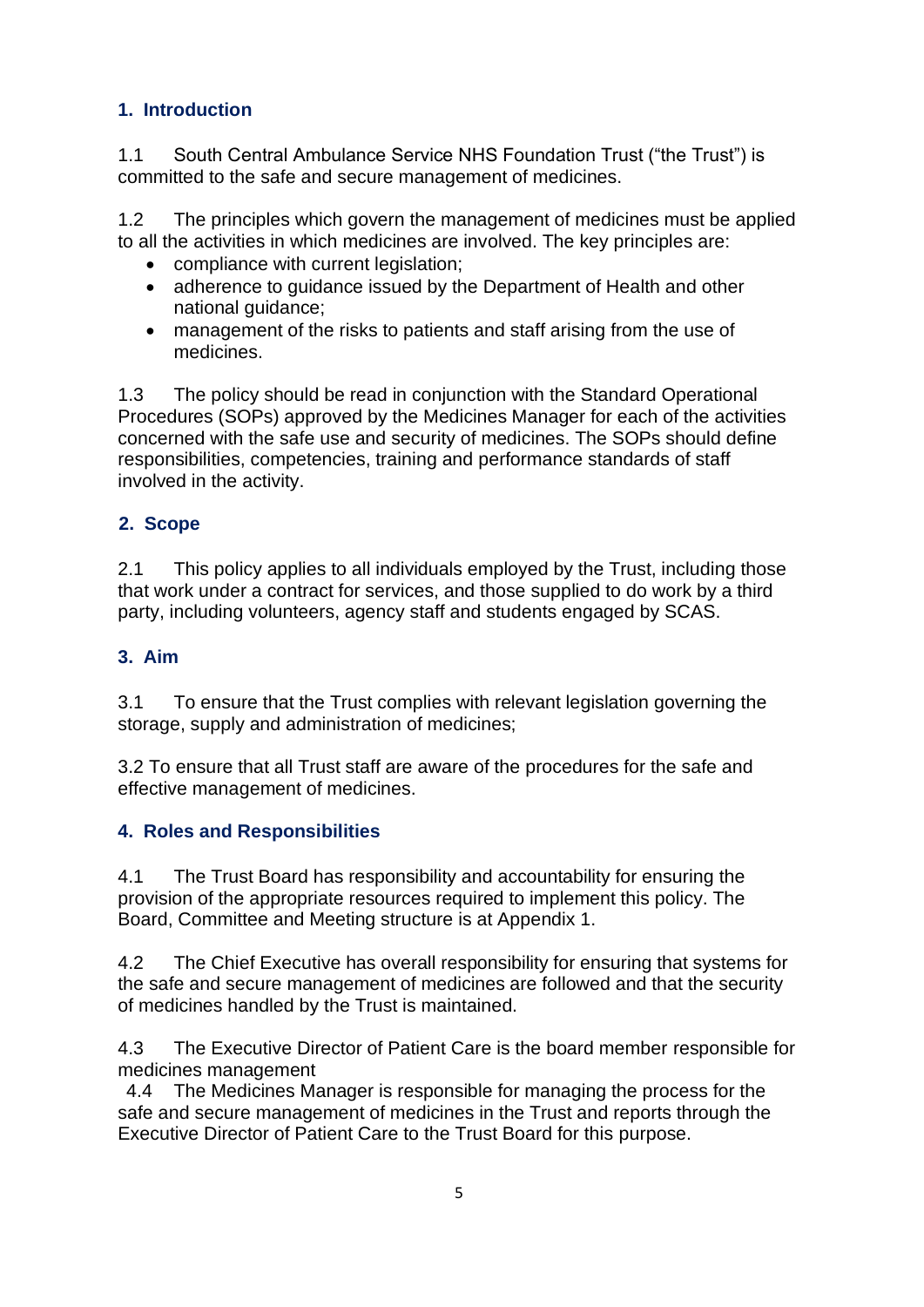## 1. Introduction

1.1 South Central Ambulance Service NHS Foundation Trust ("the Trust") is committed to the safe and secure management of medicines.

1.2 The principles which govern the management of medicines must be applied to all the activities in which medicines are involved. The key principles are:

- compliance with current legislation;
- adherence to guidance issued by the Department of Health and other national guidance;
- management of the risks to patients and staff arising from the use of medicines.

1.3 The policy should be read in conjunction with the Standard Operational Procedures (SOPs) approved by the Medicines Manager for each of the activities concerned with the safe use and security of medicines. The SOPs should define responsibilities, competencies, training and performance standards of staff involved in the activity.

## 2. Scope

2.1 This policy applies to all individuals employed by the Trust, including those that work under a contract for services, and those supplied to do work by a third party, including volunteers, agency staff and students engaged by SCAS.

## 3. Aim

3.1 To ensure that the Trust complies with relevant legislation governing the storage, supply and administration of medicines;

3.2 To ensure that all Trust staff are aware of the procedures for the safe and effective management of medicines.

## 4. Roles and Responsibilities

4.1 The Trust Board has responsibility and accountability for ensuring the provision of the appropriate resources required to implement this policy. The Board, Committee and Meeting structure is at Appendix 1.

4.2 The Chief Executive has overall responsibility for ensuring that systems for the safe and secure management of medicines are followed and that the security of medicines handled by the Trust is maintained.

4.3 The Executive Director of Patient Care is the board member responsible for medicines management

4.4 The Medicines Manager is responsible for managing the process for the safe and secure management of medicines in the Trust and reports through the Executive Director of Patient Care to the Trust Board for this purpose.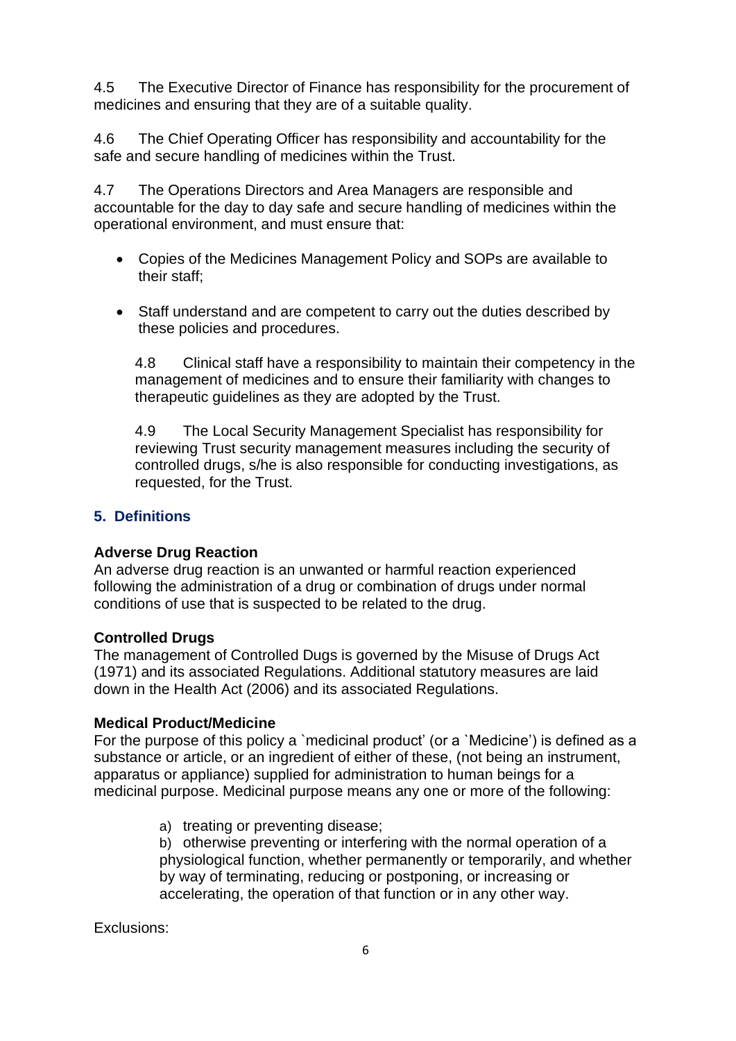4.5 The Executive Director of Finance has responsibility for the procurement of medicines and ensuring that they are of a suitable quality.

4.6 The Chief Operating Officer has responsibility and accountability for the safe and secure handling of medicines within the Trust.

4.7 The Operations Directors and Area Managers are responsible and accountable for the day to day safe and secure handling of medicines within the operational environment, and must ensure that:

- Copies of the Medicines Management Policy and SOPs are available to their staff;
- Staff understand and are competent to carry out the duties described by these policies and procedures.

4.8 Clinical staff have a responsibility to maintain their competency in the management of medicines and to ensure their familiarity with changes to therapeutic guidelines as they are adopted by the Trust.

4.9 The Local Security Management Specialist has responsibility for reviewing Trust security management measures including the security of controlled drugs, s/he is also responsible for conducting investigations, as requested, for the Trust.

## 5. Definitions

**Adverse Drug Reaction**
An adverse drug reaction is an unwanted or harmful reaction experienced following the administration of a drug or combination of drugs under normal conditions of use that is suspected to be related to the drug.

**Controlled Drugs**
The management of Controlled Dugs is governed by the Misuse of Drugs Act (1971) and its associated Regulations. Additional statutory measures are laid down in the Health Act (2006) and its associated Regulations.

**Medical Product/Medicine**
For the purpose of this policy a `medicinal product' (or a `Medicine') is defined as a substance or article, or an ingredient of either of these, (not being an instrument, apparatus or appliance) supplied for administration to human beings for a medicinal purpose. Medicinal purpose means any one or more of the following:

a) treating or preventing disease;
b) otherwise preventing or interfering with the normal operation of a physiological function, whether permanently or temporarily, and whether by way of terminating, reducing or postponing, or increasing or accelerating, the operation of that function or in any other way.

Exclusions: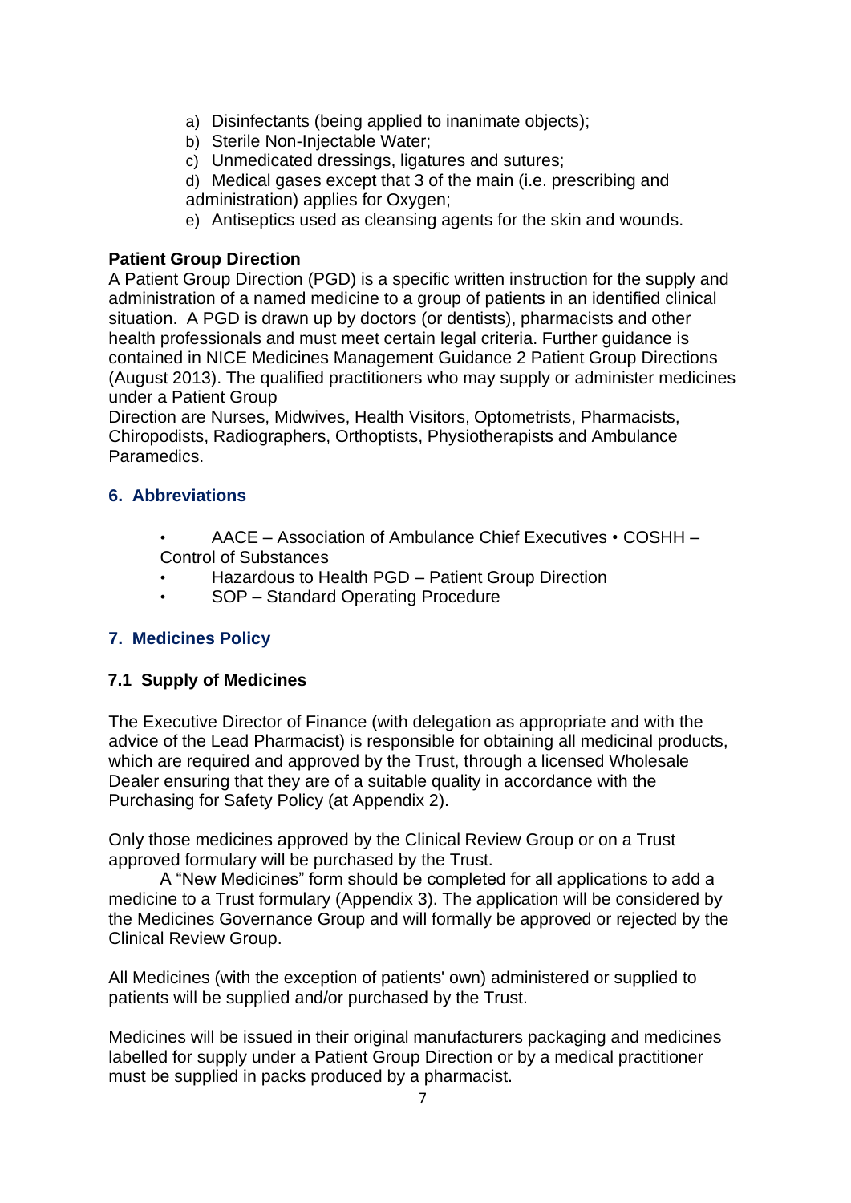a) Disinfectants (being applied to inanimate objects);
b) Sterile Non-Injectable Water;
c) Unmedicated dressings, ligatures and sutures;
d) Medical gases except that 3 of the main (i.e. prescribing and administration) applies for Oxygen;
e) Antiseptics used as cleansing agents for the skin and wounds.

**Patient Group Direction**

A Patient Group Direction (PGD) is a specific written instruction for the supply and administration of a named medicine to a group of patients in an identified clinical situation. A PGD is drawn up by doctors (or dentists), pharmacists and other health professionals and must meet certain legal criteria. Further guidance is contained in NICE Medicines Management Guidance 2 Patient Group Directions (August 2013). The qualified practitioners who may supply or administer medicines under a Patient Group Direction are Nurses, Midwives, Health Visitors, Optometrists, Pharmacists, Chiropodists, Radiographers, Orthoptists, Physiotherapists and Ambulance Paramedics.

## 6. Abbreviations

- AACE – Association of Ambulance Chief Executives • COSHH – Control of Substances
- Hazardous to Health PGD – Patient Group Direction
- SOP – Standard Operating Procedure

## 7. Medicines Policy

### 7.1 Supply of Medicines

The Executive Director of Finance (with delegation as appropriate and with the advice of the Lead Pharmacist) is responsible for obtaining all medicinal products, which are required and approved by the Trust, through a licensed Wholesale Dealer ensuring that they are of a suitable quality in accordance with the Purchasing for Safety Policy (at Appendix 2).

Only those medicines approved by the Clinical Review Group or on a Trust approved formulary will be purchased by the Trust. A "New Medicines" form should be completed for all applications to add a medicine to a Trust formulary (Appendix 3). The application will be considered by the Medicines Governance Group and will formally be approved or rejected by the Clinical Review Group.

All Medicines (with the exception of patients' own) administered or supplied to patients will be supplied and/or purchased by the Trust.

Medicines will be issued in their original manufacturers packaging and medicines labelled for supply under a Patient Group Direction or by a medical practitioner must be supplied in packs produced by a pharmacist.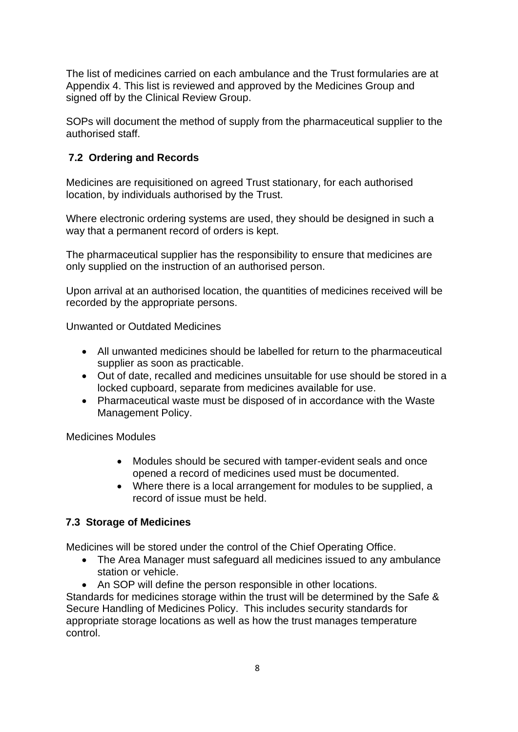The list of medicines carried on each ambulance and the Trust formularies are at Appendix 4. This list is reviewed and approved by the Medicines Group and signed off by the Clinical Review Group.

SOPs will document the method of supply from the pharmaceutical supplier to the authorised staff.

### 7.2 Ordering and Records

Medicines are requisitioned on agreed Trust stationary, for each authorised location, by individuals authorised by the Trust.

Where electronic ordering systems are used, they should be designed in such a way that a permanent record of orders is kept.

The pharmaceutical supplier has the responsibility to ensure that medicines are only supplied on the instruction of an authorised person.

Upon arrival at an authorised location, the quantities of medicines received will be recorded by the appropriate persons.

Unwanted or Outdated Medicines

- All unwanted medicines should be labelled for return to the pharmaceutical supplier as soon as practicable.
- Out of date, recalled and medicines unsuitable for use should be stored in a locked cupboard, separate from medicines available for use.
- Pharmaceutical waste must be disposed of in accordance with the Waste Management Policy.

Medicines Modules

- Modules should be secured with tamper-evident seals and once opened a record of medicines used must be documented.
- Where there is a local arrangement for modules to be supplied, a record of issue must be held.

### 7.3 Storage of Medicines

Medicines will be stored under the control of the Chief Operating Office.

- The Area Manager must safeguard all medicines issued to any ambulance station or vehicle.
- An SOP will define the person responsible in other locations.

Standards for medicines storage within the trust will be determined by the Safe & Secure Handling of Medicines Policy. This includes security standards for appropriate storage locations as well as how the trust manages temperature control.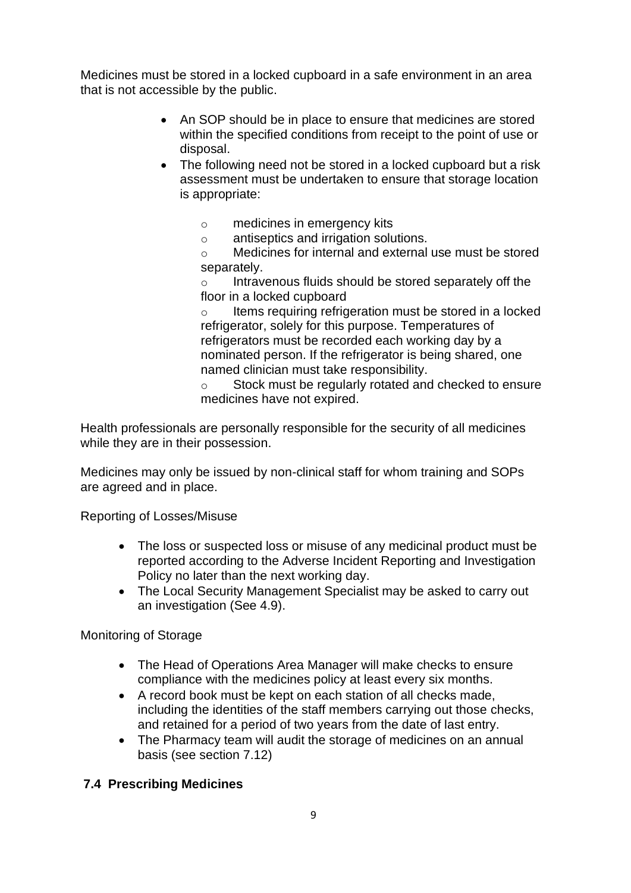Medicines must be stored in a locked cupboard in a safe environment in an area that is not accessible by the public.

- An SOP should be in place to ensure that medicines are stored within the specified conditions from receipt to the point of use or disposal.
- The following need not be stored in a locked cupboard but a risk assessment must be undertaken to ensure that storage location is appropriate:
  - medicines in emergency kits
  - antiseptics and irrigation solutions.
  - Medicines for internal and external use must be stored separately.
  - Intravenous fluids should be stored separately off the floor in a locked cupboard
  - Items requiring refrigeration must be stored in a locked refrigerator, solely for this purpose. Temperatures of refrigerators must be recorded each working day by a nominated person. If the refrigerator is being shared, one named clinician must take responsibility.
  - Stock must be regularly rotated and checked to ensure medicines have not expired.

Health professionals are personally responsible for the security of all medicines while they are in their possession.

Medicines may only be issued by non-clinical staff for whom training and SOPs are agreed and in place.

Reporting of Losses/Misuse

- The loss or suspected loss or misuse of any medicinal product must be reported according to the Adverse Incident Reporting and Investigation Policy no later than the next working day.
- The Local Security Management Specialist may be asked to carry out an investigation (See 4.9).

Monitoring of Storage

- The Head of Operations Area Manager will make checks to ensure compliance with the medicines policy at least every six months.
- A record book must be kept on each station of all checks made, including the identities of the staff members carrying out those checks, and retained for a period of two years from the date of last entry.
- The Pharmacy team will audit the storage of medicines on an annual basis (see section 7.12)

### 7.4 Prescribing Medicines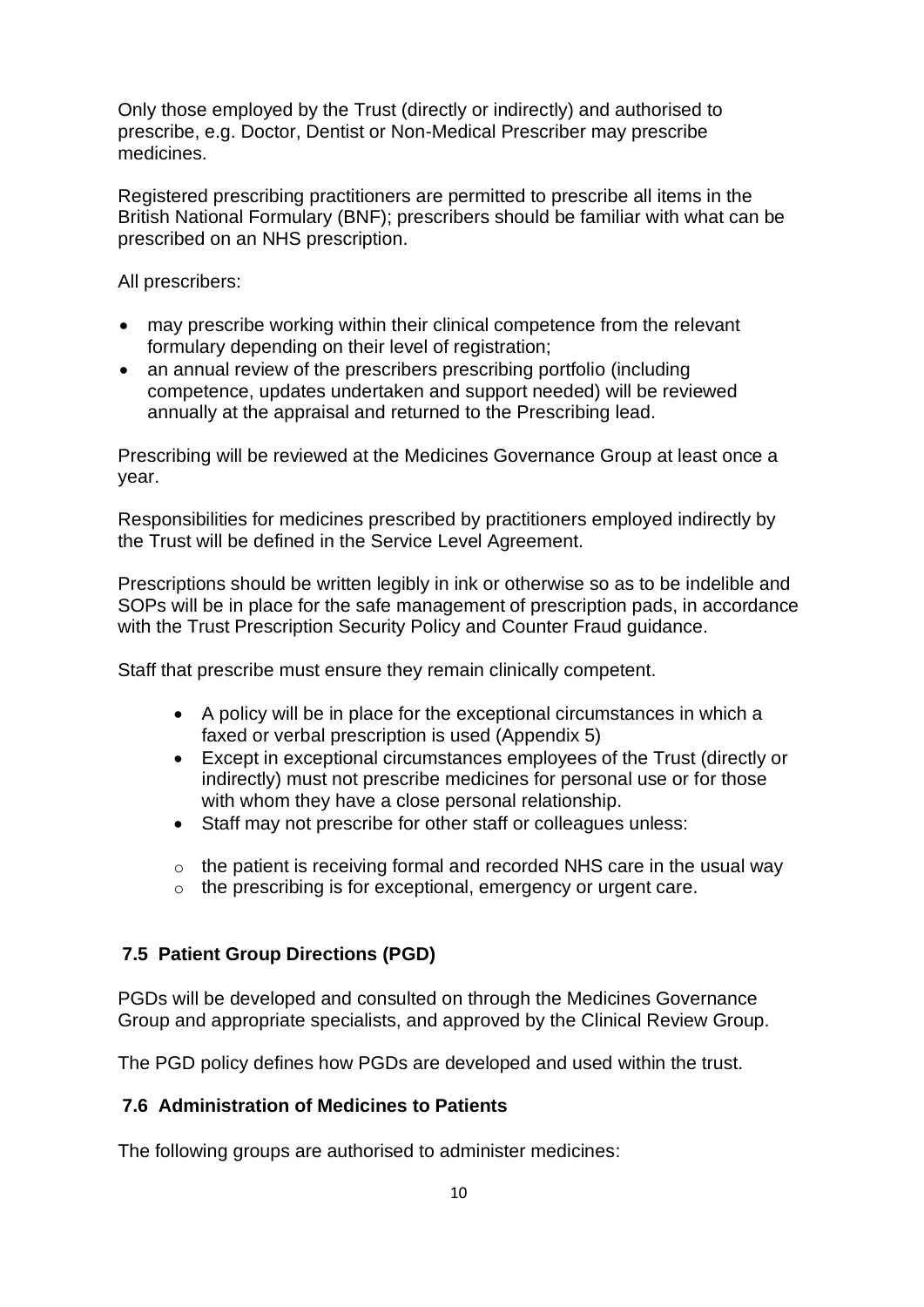Only those employed by the Trust (directly or indirectly) and authorised to prescribe, e.g. Doctor, Dentist or Non-Medical Prescriber may prescribe medicines.

Registered prescribing practitioners are permitted to prescribe all items in the British National Formulary (BNF); prescribers should be familiar with what can be prescribed on an NHS prescription.

All prescribers:

- may prescribe working within their clinical competence from the relevant formulary depending on their level of registration;
- an annual review of the prescribers prescribing portfolio (including competence, updates undertaken and support needed) will be reviewed annually at the appraisal and returned to the Prescribing lead.

Prescribing will be reviewed at the Medicines Governance Group at least once a year.

Responsibilities for medicines prescribed by practitioners employed indirectly by the Trust will be defined in the Service Level Agreement.

Prescriptions should be written legibly in ink or otherwise so as to be indelible and SOPs will be in place for the safe management of prescription pads, in accordance with the Trust Prescription Security Policy and Counter Fraud guidance.

Staff that prescribe must ensure they remain clinically competent.

- A policy will be in place for the exceptional circumstances in which a faxed or verbal prescription is used (Appendix 5)
- Except in exceptional circumstances employees of the Trust (directly or indirectly) must not prescribe medicines for personal use or for those with whom they have a close personal relationship.
- Staff may not prescribe for other staff or colleagues unless:
  - the patient is receiving formal and recorded NHS care in the usual way
  - the prescribing is for exceptional, emergency or urgent care.

### 7.5 Patient Group Directions (PGD)

PGDs will be developed and consulted on through the Medicines Governance Group and appropriate specialists, and approved by the Clinical Review Group.

The PGD policy defines how PGDs are developed and used within the trust.

### 7.6 Administration of Medicines to Patients

The following groups are authorised to administer medicines: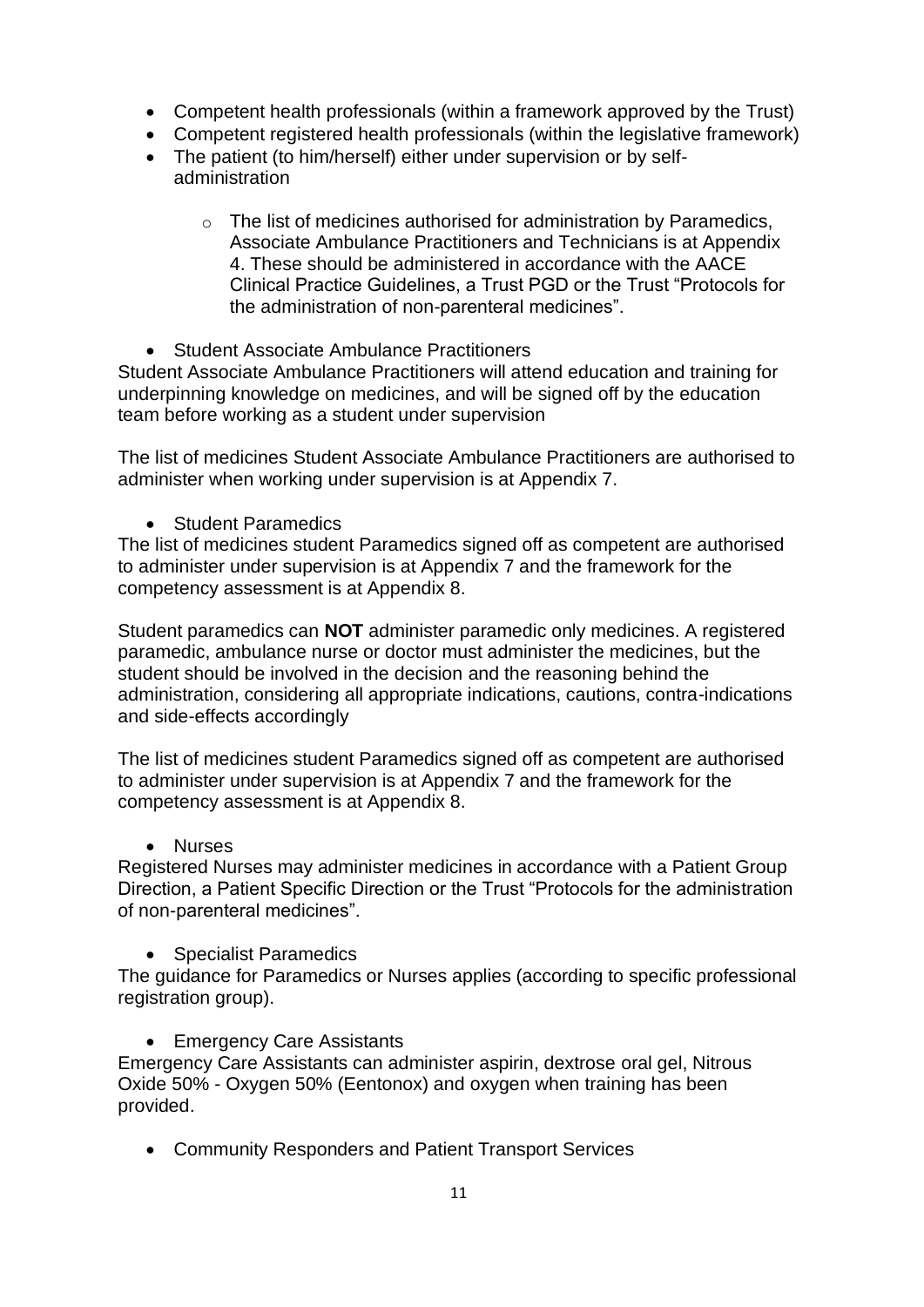- Competent health professionals (within a framework approved by the Trust)
- Competent registered health professionals (within the legislative framework)
- The patient (to him/herself) either under supervision or by self-administration
    - The list of medicines authorised for administration by Paramedics, Associate Ambulance Practitioners and Technicians is at Appendix 4. These should be administered in accordance with the AACE Clinical Practice Guidelines, a Trust PGD or the Trust "Protocols for the administration of non-parenteral medicines".

- Student Associate Ambulance Practitioners

Student Associate Ambulance Practitioners will attend education and training for underpinning knowledge on medicines, and will be signed off by the education team before working as a student under supervision

The list of medicines Student Associate Ambulance Practitioners are authorised to administer when working under supervision is at Appendix 7.

- Student Paramedics

The list of medicines student Paramedics signed off as competent are authorised to administer under supervision is at Appendix 7 and the framework for the competency assessment is at Appendix 8.

Student paramedics can **NOT** administer paramedic only medicines. A registered paramedic, ambulance nurse or doctor must administer the medicines, but the student should be involved in the decision and the reasoning behind the administration, considering all appropriate indications, cautions, contra-indications and side-effects accordingly

The list of medicines student Paramedics signed off as competent are authorised to administer under supervision is at Appendix 7 and the framework for the competency assessment is at Appendix 8.

- Nurses

Registered Nurses may administer medicines in accordance with a Patient Group Direction, a Patient Specific Direction or the Trust "Protocols for the administration of non-parenteral medicines".

- Specialist Paramedics

The guidance for Paramedics or Nurses applies (according to specific professional registration group).

- Emergency Care Assistants

Emergency Care Assistants can administer aspirin, dextrose oral gel, Nitrous Oxide 50% - Oxygen 50% (Eentonox) and oxygen when training has been provided.

- Community Responders and Patient Transport Services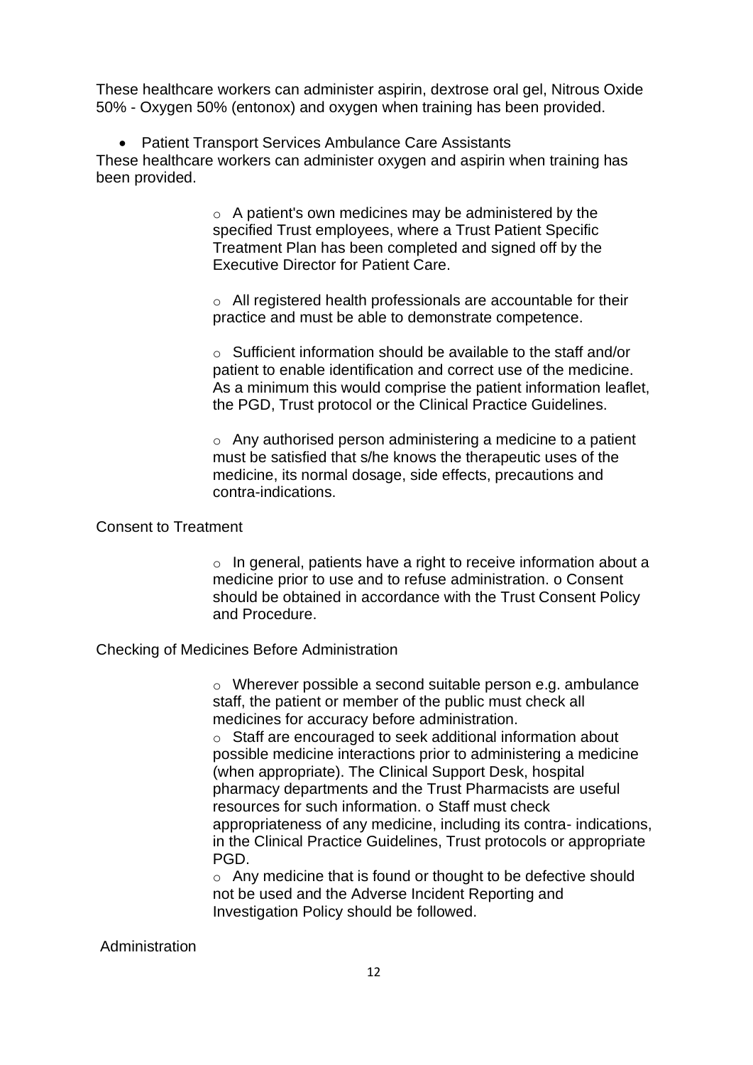These healthcare workers can administer aspirin, dextrose oral gel, Nitrous Oxide 50% - Oxygen 50% (entonox) and oxygen when training has been provided.

- Patient Transport Services Ambulance Care Assistants

These healthcare workers can administer oxygen and aspirin when training has been provided.

- A patient's own medicines may be administered by the specified Trust employees, where a Trust Patient Specific Treatment Plan has been completed and signed off by the Executive Director for Patient Care.

- All registered health professionals are accountable for their practice and must be able to demonstrate competence.

- Sufficient information should be available to the staff and/or patient to enable identification and correct use of the medicine. As a minimum this would comprise the patient information leaflet, the PGD, Trust protocol or the Clinical Practice Guidelines.

- Any authorised person administering a medicine to a patient must be satisfied that s/he knows the therapeutic uses of the medicine, its normal dosage, side effects, precautions and contra-indications.

Consent to Treatment

- In general, patients have a right to receive information about a medicine prior to use and to refuse administration. o Consent should be obtained in accordance with the Trust Consent Policy and Procedure.

Checking of Medicines Before Administration

- Wherever possible a second suitable person e.g. ambulance staff, the patient or member of the public must check all medicines for accuracy before administration.
- Staff are encouraged to seek additional information about possible medicine interactions prior to administering a medicine (when appropriate). The Clinical Support Desk, hospital pharmacy departments and the Trust Pharmacists are useful resources for such information. o Staff must check appropriateness of any medicine, including its contra- indications, in the Clinical Practice Guidelines, Trust protocols or appropriate PGD.
- Any medicine that is found or thought to be defective should not be used and the Adverse Incident Reporting and Investigation Policy should be followed.

Administration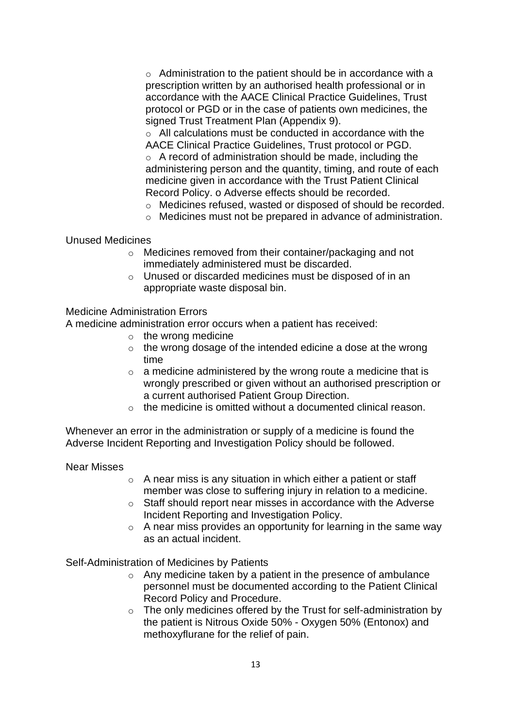- Administration to the patient should be in accordance with a prescription written by an authorised health professional or in accordance with the AACE Clinical Practice Guidelines, Trust protocol or PGD or in the case of patients own medicines, the signed Trust Treatment Plan (Appendix 9).
- All calculations must be conducted in accordance with the AACE Clinical Practice Guidelines, Trust protocol or PGD.
- A record of administration should be made, including the administering person and the quantity, timing, and route of each medicine given in accordance with the Trust Patient Clinical Record Policy. o Adverse effects should be recorded.
- Medicines refused, wasted or disposed of should be recorded.
- Medicines must not be prepared in advance of administration.

Unused Medicines

- Medicines removed from their container/packaging and not immediately administered must be discarded.
- Unused or discarded medicines must be disposed of in an appropriate waste disposal bin.

Medicine Administration Errors

A medicine administration error occurs when a patient has received:

- the wrong medicine
- the wrong dosage of the intended edicine a dose at the wrong time
- a medicine administered by the wrong route a medicine that is wrongly prescribed or given without an authorised prescription or a current authorised Patient Group Direction.
- the medicine is omitted without a documented clinical reason.

Whenever an error in the administration or supply of a medicine is found the Adverse Incident Reporting and Investigation Policy should be followed.

Near Misses

- A near miss is any situation in which either a patient or staff member was close to suffering injury in relation to a medicine.
- Staff should report near misses in accordance with the Adverse Incident Reporting and Investigation Policy.
- A near miss provides an opportunity for learning in the same way as an actual incident.

Self-Administration of Medicines by Patients

- Any medicine taken by a patient in the presence of ambulance personnel must be documented according to the Patient Clinical Record Policy and Procedure.
- The only medicines offered by the Trust for self-administration by the patient is Nitrous Oxide 50% - Oxygen 50% (Entonox) and methoxyflurane for the relief of pain.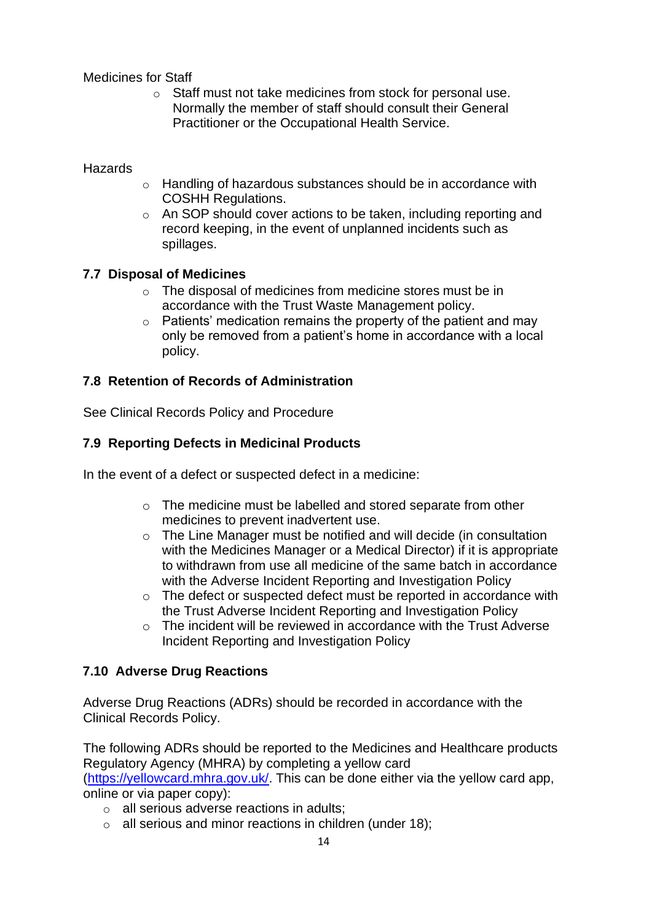Medicines for Staff

- Staff must not take medicines from stock for personal use. Normally the member of staff should consult their General Practitioner or the Occupational Health Service.

Hazards

- Handling of hazardous substances should be in accordance with COSHH Regulations.
- An SOP should cover actions to be taken, including reporting and record keeping, in the event of unplanned incidents such as spillages.

### 7.7 Disposal of Medicines

- The disposal of medicines from medicine stores must be in accordance with the Trust Waste Management policy.
- Patients' medication remains the property of the patient and may only be removed from a patient's home in accordance with a local policy.

### 7.8 Retention of Records of Administration

See Clinical Records Policy and Procedure

### 7.9 Reporting Defects in Medicinal Products

In the event of a defect or suspected defect in a medicine:

- The medicine must be labelled and stored separate from other medicines to prevent inadvertent use.
- The Line Manager must be notified and will decide (in consultation with the Medicines Manager or a Medical Director) if it is appropriate to withdrawn from use all medicine of the same batch in accordance with the Adverse Incident Reporting and Investigation Policy
- The defect or suspected defect must be reported in accordance with the Trust Adverse Incident Reporting and Investigation Policy
- The incident will be reviewed in accordance with the Trust Adverse Incident Reporting and Investigation Policy

### 7.10 Adverse Drug Reactions

Adverse Drug Reactions (ADRs) should be recorded in accordance with the Clinical Records Policy.

The following ADRs should be reported to the Medicines and Healthcare products Regulatory Agency (MHRA) by completing a yellow card (https://yellowcard.mhra.gov.uk/. This can be done either via the yellow card app, online or via paper copy):

- all serious adverse reactions in adults;
- all serious and minor reactions in children (under 18);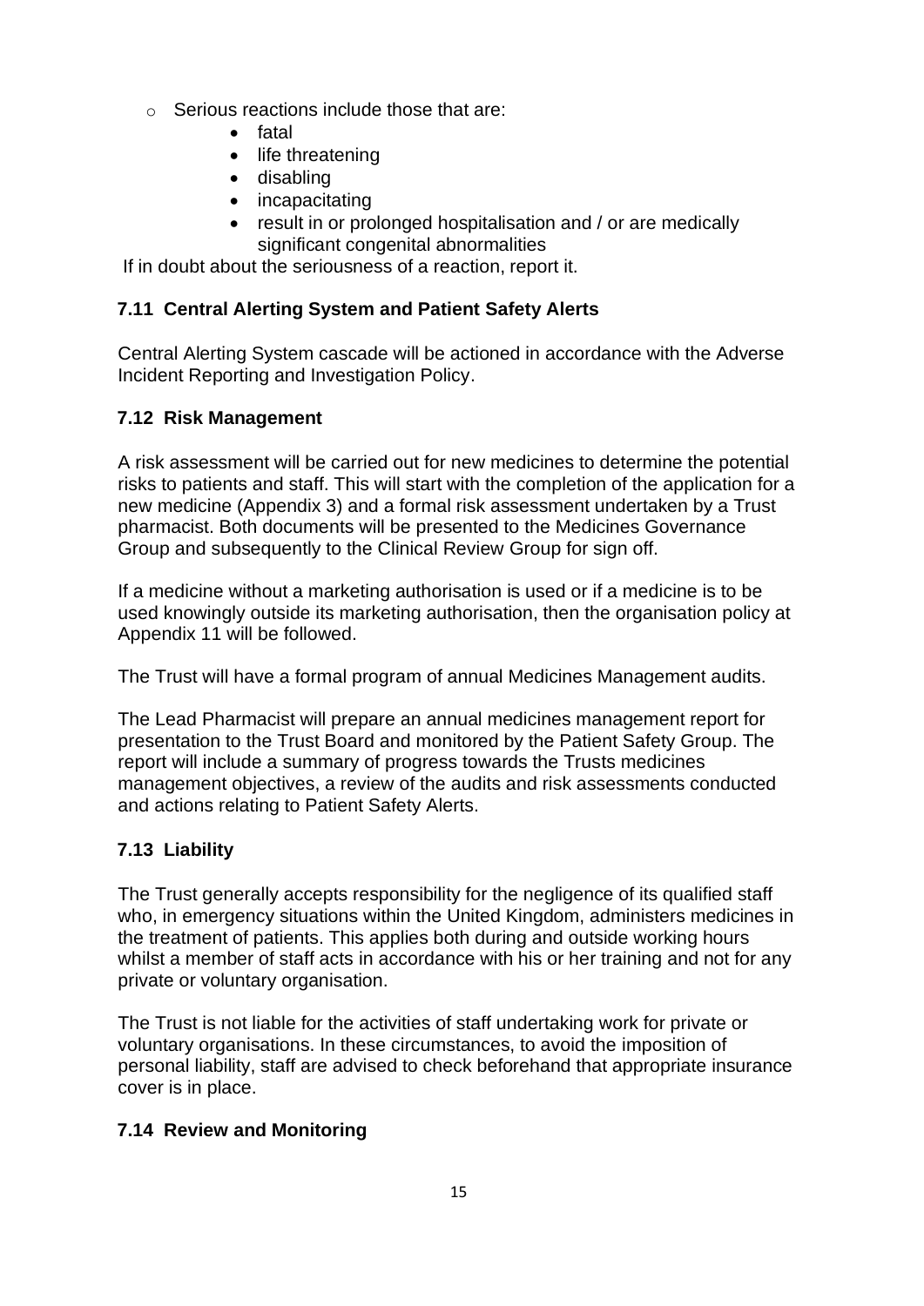- Serious reactions include those that are:
    - fatal
    - life threatening
    - disabling
    - incapacitating
    - result in or prolonged hospitalisation and / or are medically significant congenital abnormalities

If in doubt about the seriousness of a reaction, report it.

### 7.11 Central Alerting System and Patient Safety Alerts

Central Alerting System cascade will be actioned in accordance with the Adverse Incident Reporting and Investigation Policy.

### 7.12 Risk Management

A risk assessment will be carried out for new medicines to determine the potential risks to patients and staff. This will start with the completion of the application for a new medicine (Appendix 3) and a formal risk assessment undertaken by a Trust pharmacist. Both documents will be presented to the Medicines Governance Group and subsequently to the Clinical Review Group for sign off.

If a medicine without a marketing authorisation is used or if a medicine is to be used knowingly outside its marketing authorisation, then the organisation policy at Appendix 11 will be followed.

The Trust will have a formal program of annual Medicines Management audits.

The Lead Pharmacist will prepare an annual medicines management report for presentation to the Trust Board and monitored by the Patient Safety Group. The report will include a summary of progress towards the Trusts medicines management objectives, a review of the audits and risk assessments conducted and actions relating to Patient Safety Alerts.

### 7.13 Liability

The Trust generally accepts responsibility for the negligence of its qualified staff who, in emergency situations within the United Kingdom, administers medicines in the treatment of patients. This applies both during and outside working hours whilst a member of staff acts in accordance with his or her training and not for any private or voluntary organisation.

The Trust is not liable for the activities of staff undertaking work for private or voluntary organisations. In these circumstances, to avoid the imposition of personal liability, staff are advised to check beforehand that appropriate insurance cover is in place.

### 7.14 Review and Monitoring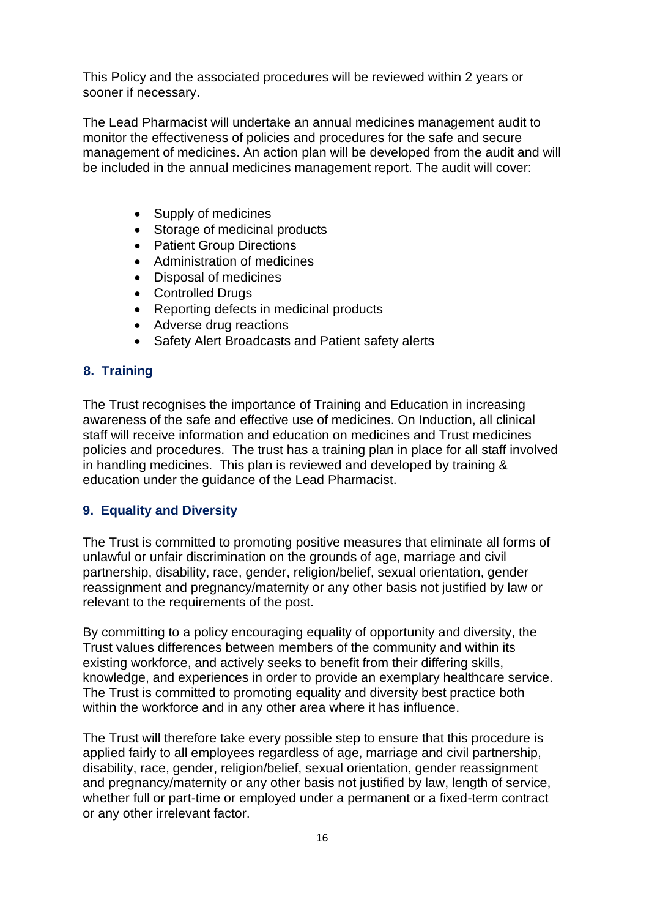This Policy and the associated procedures will be reviewed within 2 years or sooner if necessary.

The Lead Pharmacist will undertake an annual medicines management audit to monitor the effectiveness of policies and procedures for the safe and secure management of medicines. An action plan will be developed from the audit and will be included in the annual medicines management report. The audit will cover:

- Supply of medicines
- Storage of medicinal products
- Patient Group Directions
- Administration of medicines
- Disposal of medicines
- Controlled Drugs
- Reporting defects in medicinal products
- Adverse drug reactions
- Safety Alert Broadcasts and Patient safety alerts

## 8. Training

The Trust recognises the importance of Training and Education in increasing awareness of the safe and effective use of medicines. On Induction, all clinical staff will receive information and education on medicines and Trust medicines policies and procedures. The trust has a training plan in place for all staff involved in handling medicines. This plan is reviewed and developed by training & education under the guidance of the Lead Pharmacist.

## 9. Equality and Diversity

The Trust is committed to promoting positive measures that eliminate all forms of unlawful or unfair discrimination on the grounds of age, marriage and civil partnership, disability, race, gender, religion/belief, sexual orientation, gender reassignment and pregnancy/maternity or any other basis not justified by law or relevant to the requirements of the post.

By committing to a policy encouraging equality of opportunity and diversity, the Trust values differences between members of the community and within its existing workforce, and actively seeks to benefit from their differing skills, knowledge, and experiences in order to provide an exemplary healthcare service. The Trust is committed to promoting equality and diversity best practice both within the workforce and in any other area where it has influence.

The Trust will therefore take every possible step to ensure that this procedure is applied fairly to all employees regardless of age, marriage and civil partnership, disability, race, gender, religion/belief, sexual orientation, gender reassignment and pregnancy/maternity or any other basis not justified by law, length of service, whether full or part-time or employed under a permanent or a fixed-term contract or any other irrelevant factor.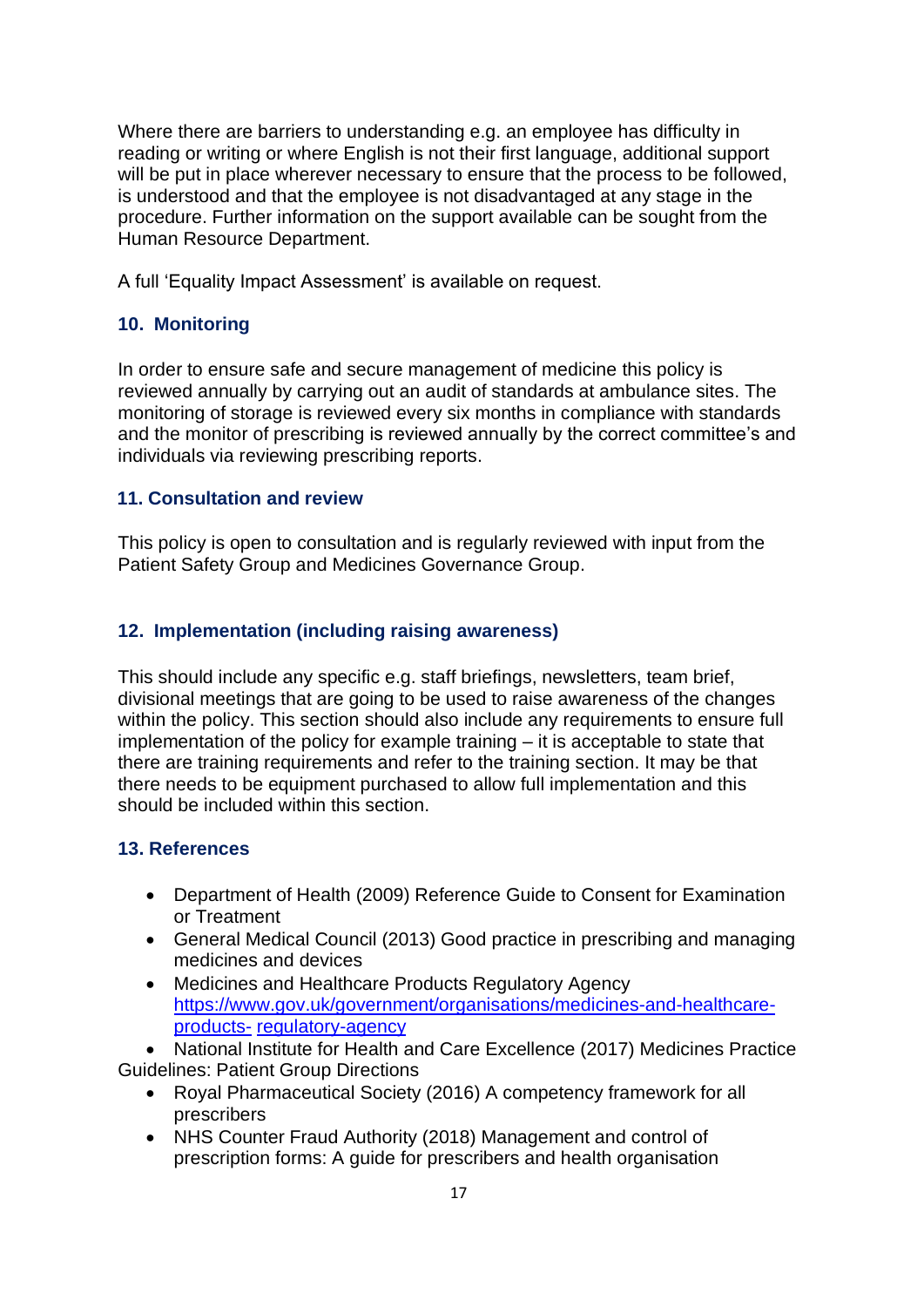Where there are barriers to understanding e.g. an employee has difficulty in reading or writing or where English is not their first language, additional support will be put in place wherever necessary to ensure that the process to be followed, is understood and that the employee is not disadvantaged at any stage in the procedure. Further information on the support available can be sought from the Human Resource Department.

A full 'Equality Impact Assessment' is available on request.

## 10. Monitoring

In order to ensure safe and secure management of medicine this policy is reviewed annually by carrying out an audit of standards at ambulance sites. The monitoring of storage is reviewed every six months in compliance with standards and the monitor of prescribing is reviewed annually by the correct committee's and individuals via reviewing prescribing reports.

## 11. Consultation and review

This policy is open to consultation and is regularly reviewed with input from the Patient Safety Group and Medicines Governance Group.

## 12. Implementation (including raising awareness)

This should include any specific e.g. staff briefings, newsletters, team brief, divisional meetings that are going to be used to raise awareness of the changes within the policy. This section should also include any requirements to ensure full implementation of the policy for example training – it is acceptable to state that there are training requirements and refer to the training section. It may be that there needs to be equipment purchased to allow full implementation and this should be included within this section.

## 13. References

- Department of Health (2009) Reference Guide to Consent for Examination or Treatment
- General Medical Council (2013) Good practice in prescribing and managing medicines and devices
- Medicines and Healthcare Products Regulatory Agency https://www.gov.uk/government/organisations/medicines-and-healthcare-products- regulatory-agency
- National Institute for Health and Care Excellence (2017) Medicines Practice Guidelines: Patient Group Directions
- Royal Pharmaceutical Society (2016) A competency framework for all prescribers
- NHS Counter Fraud Authority (2018) Management and control of prescription forms: A guide for prescribers and health organisation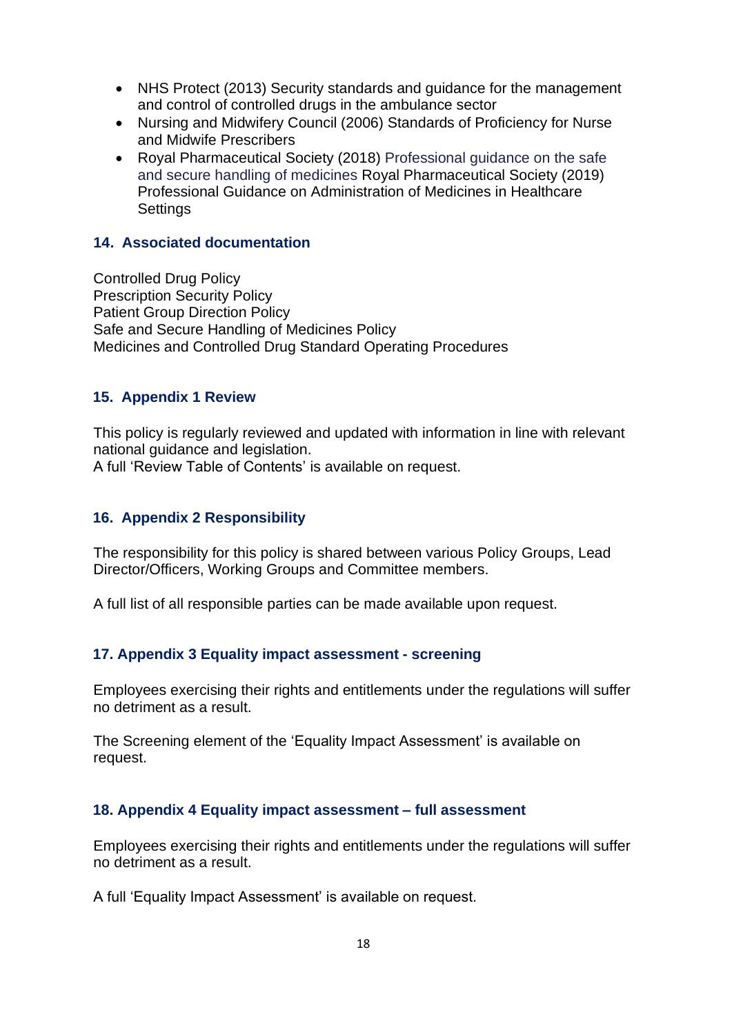- NHS Protect (2013) Security standards and guidance for the management and control of controlled drugs in the ambulance sector
- Nursing and Midwifery Council (2006) Standards of Proficiency for Nurse and Midwife Prescribers
- Royal Pharmaceutical Society (2018) Professional guidance on the safe and secure handling of medicines Royal Pharmaceutical Society (2019) Professional Guidance on Administration of Medicines in Healthcare Settings

## 14. Associated documentation

Controlled Drug Policy
Prescription Security Policy
Patient Group Direction Policy
Safe and Secure Handling of Medicines Policy
Medicines and Controlled Drug Standard Operating Procedures

## 15. Appendix 1 Review

This policy is regularly reviewed and updated with information in line with relevant national guidance and legislation.
A full 'Review Table of Contents' is available on request.

## 16. Appendix 2 Responsibility

The responsibility for this policy is shared between various Policy Groups, Lead Director/Officers, Working Groups and Committee members.

A full list of all responsible parties can be made available upon request.

## 17. Appendix 3 Equality impact assessment - screening

Employees exercising their rights and entitlements under the regulations will suffer no detriment as a result.

The Screening element of the 'Equality Impact Assessment' is available on request.

## 18. Appendix 4 Equality impact assessment – full assessment

Employees exercising their rights and entitlements under the regulations will suffer no detriment as a result.

A full 'Equality Impact Assessment' is available on request.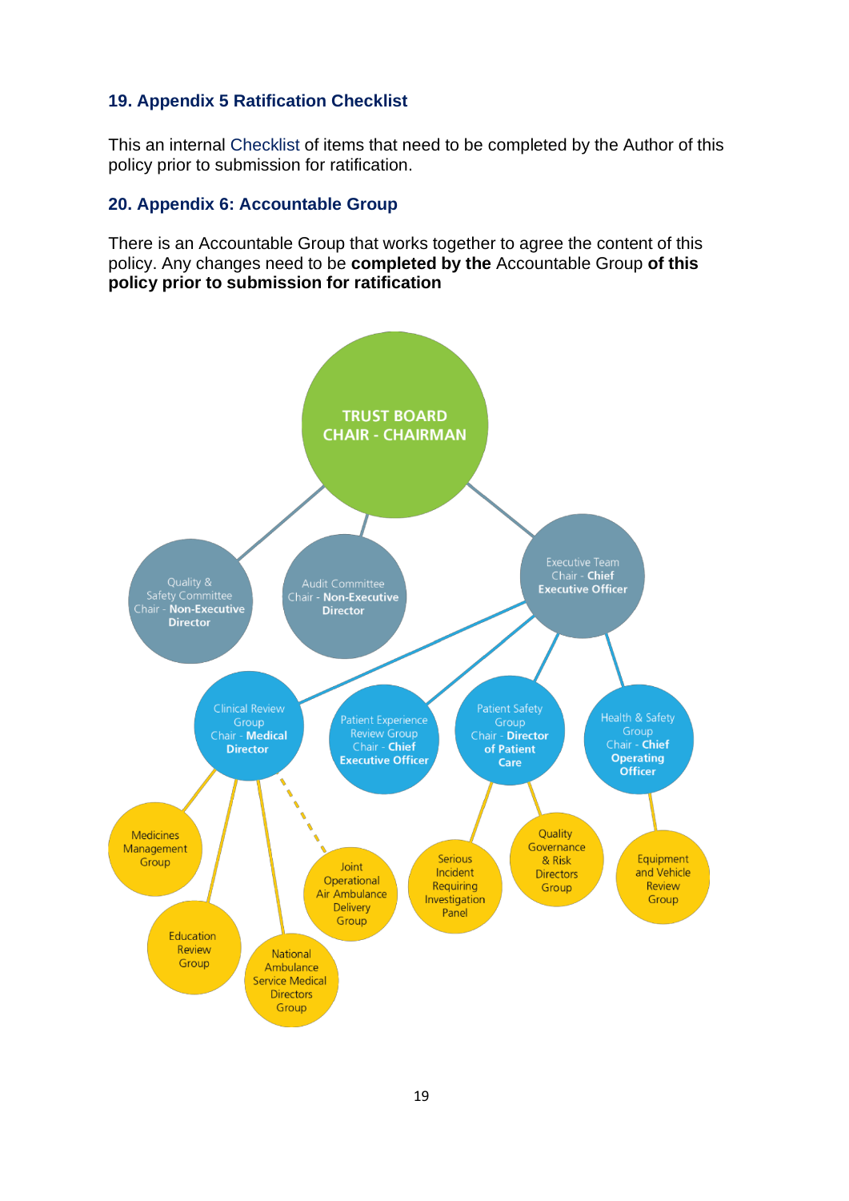## 19. Appendix 5 Ratification Checklist

This an internal Checklist of items that need to be completed by the Author of this policy prior to submission for ratification.

## 20. Appendix 6: Accountable Group

There is an Accountable Group that works together to agree the content of this policy. Any changes need to be **completed by the** Accountable Group **of this policy prior to submission for ratification**

- **TRUST BOARD CHAIR - CHAIRMAN**
  - Quality & Safety Committee Chair - **Non-Executive Director**
  - Audit Committee Chair - **Non-Executive Director**
  - Executive Team Chair - **Chief Executive Officer**
    - Clinical Review Group Chair - **Medical Director**
      - Medicines Management Group
      - Education Review Group
      - National Ambulance Service Medical Directors Group
      - Joint Operational Air Ambulance Delivery Group
    - Patient Experience Review Group Chair - **Chief Executive Officer**
    - Patient Safety Group Chair - **Director of Patient Care**
      - Serious Incident Requiring Investigation Panel
      - Quality Governance & Risk Directors Group
    - Health & Safety Group Chair - **Chief Operating Officer**
      - Equipment and Vehicle Review Group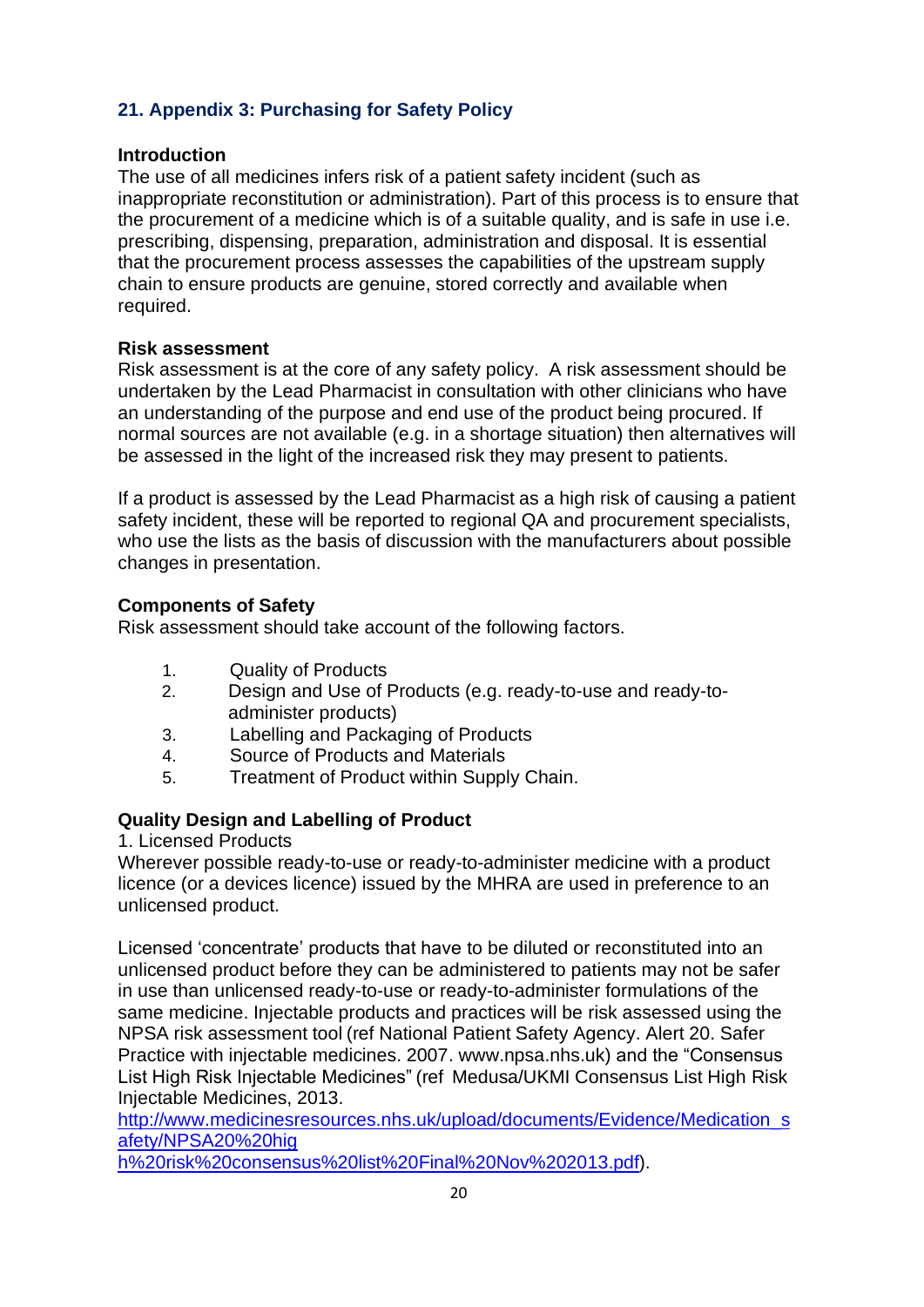## 21. Appendix 3: Purchasing for Safety Policy

**Introduction**

The use of all medicines infers risk of a patient safety incident (such as inappropriate reconstitution or administration). Part of this process is to ensure that the procurement of a medicine which is of a suitable quality, and is safe in use i.e. prescribing, dispensing, preparation, administration and disposal. It is essential that the procurement process assesses the capabilities of the upstream supply chain to ensure products are genuine, stored correctly and available when required.

**Risk assessment**

Risk assessment is at the core of any safety policy. A risk assessment should be undertaken by the Lead Pharmacist in consultation with other clinicians who have an understanding of the purpose and end use of the product being procured. If normal sources are not available (e.g. in a shortage situation) then alternatives will be assessed in the light of the increased risk they may present to patients.

If a product is assessed by the Lead Pharmacist as a high risk of causing a patient safety incident, these will be reported to regional QA and procurement specialists, who use the lists as the basis of discussion with the manufacturers about possible changes in presentation.

**Components of Safety**

Risk assessment should take account of the following factors.

1. Quality of Products
2. Design and Use of Products (e.g. ready-to-use and ready-to-administer products)
3. Labelling and Packaging of Products
4. Source of Products and Materials
5. Treatment of Product within Supply Chain.

**Quality Design and Labelling of Product**

1. Licensed Products

Wherever possible ready-to-use or ready-to-administer medicine with a product licence (or a devices licence) issued by the MHRA are used in preference to an unlicensed product.

Licensed 'concentrate' products that have to be diluted or reconstituted into an unlicensed product before they can be administered to patients may not be safer in use than unlicensed ready-to-use or ready-to-administer formulations of the same medicine. Injectable products and practices will be risk assessed using the NPSA risk assessment tool (ref National Patient Safety Agency. Alert 20. Safer Practice with injectable medicines. 2007. www.npsa.nhs.uk) and the "Consensus List High Risk Injectable Medicines" (ref Medusa/UKMI Consensus List High Risk Injectable Medicines, 2013. http://www.medicinesresources.nhs.uk/upload/documents/Evidence/Medication_safety/NPSA20%20high%20risk%20consensus%20list%20Final%20Nov%202013.pdf).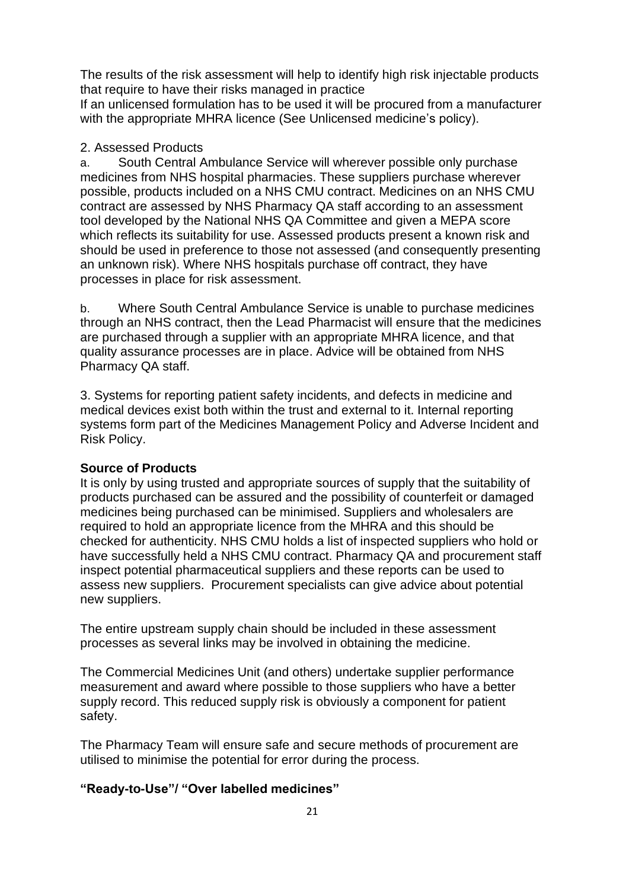The results of the risk assessment will help to identify high risk injectable products that require to have their risks managed in practice

If an unlicensed formulation has to be used it will be procured from a manufacturer with the appropriate MHRA licence (See Unlicensed medicine's policy).

2. Assessed Products

a. South Central Ambulance Service will wherever possible only purchase medicines from NHS hospital pharmacies. These suppliers purchase wherever possible, products included on a NHS CMU contract. Medicines on an NHS CMU contract are assessed by NHS Pharmacy QA staff according to an assessment tool developed by the National NHS QA Committee and given a MEPA score which reflects its suitability for use. Assessed products present a known risk and should be used in preference to those not assessed (and consequently presenting an unknown risk). Where NHS hospitals purchase off contract, they have processes in place for risk assessment.

b. Where South Central Ambulance Service is unable to purchase medicines through an NHS contract, then the Lead Pharmacist will ensure that the medicines are purchased through a supplier with an appropriate MHRA licence, and that quality assurance processes are in place. Advice will be obtained from NHS Pharmacy QA staff.

3. Systems for reporting patient safety incidents, and defects in medicine and medical devices exist both within the trust and external to it. Internal reporting systems form part of the Medicines Management Policy and Adverse Incident and Risk Policy.

**Source of Products**

It is only by using trusted and appropriate sources of supply that the suitability of products purchased can be assured and the possibility of counterfeit or damaged medicines being purchased can be minimised. Suppliers and wholesalers are required to hold an appropriate licence from the MHRA and this should be checked for authenticity. NHS CMU holds a list of inspected suppliers who hold or have successfully held a NHS CMU contract. Pharmacy QA and procurement staff inspect potential pharmaceutical suppliers and these reports can be used to assess new suppliers. Procurement specialists can give advice about potential new suppliers.

The entire upstream supply chain should be included in these assessment processes as several links may be involved in obtaining the medicine.

The Commercial Medicines Unit (and others) undertake supplier performance measurement and award where possible to those suppliers who have a better supply record. This reduced supply risk is obviously a component for patient safety.

The Pharmacy Team will ensure safe and secure methods of procurement are utilised to minimise the potential for error during the process.

**"Ready-to-Use"/ "Over labelled medicines"**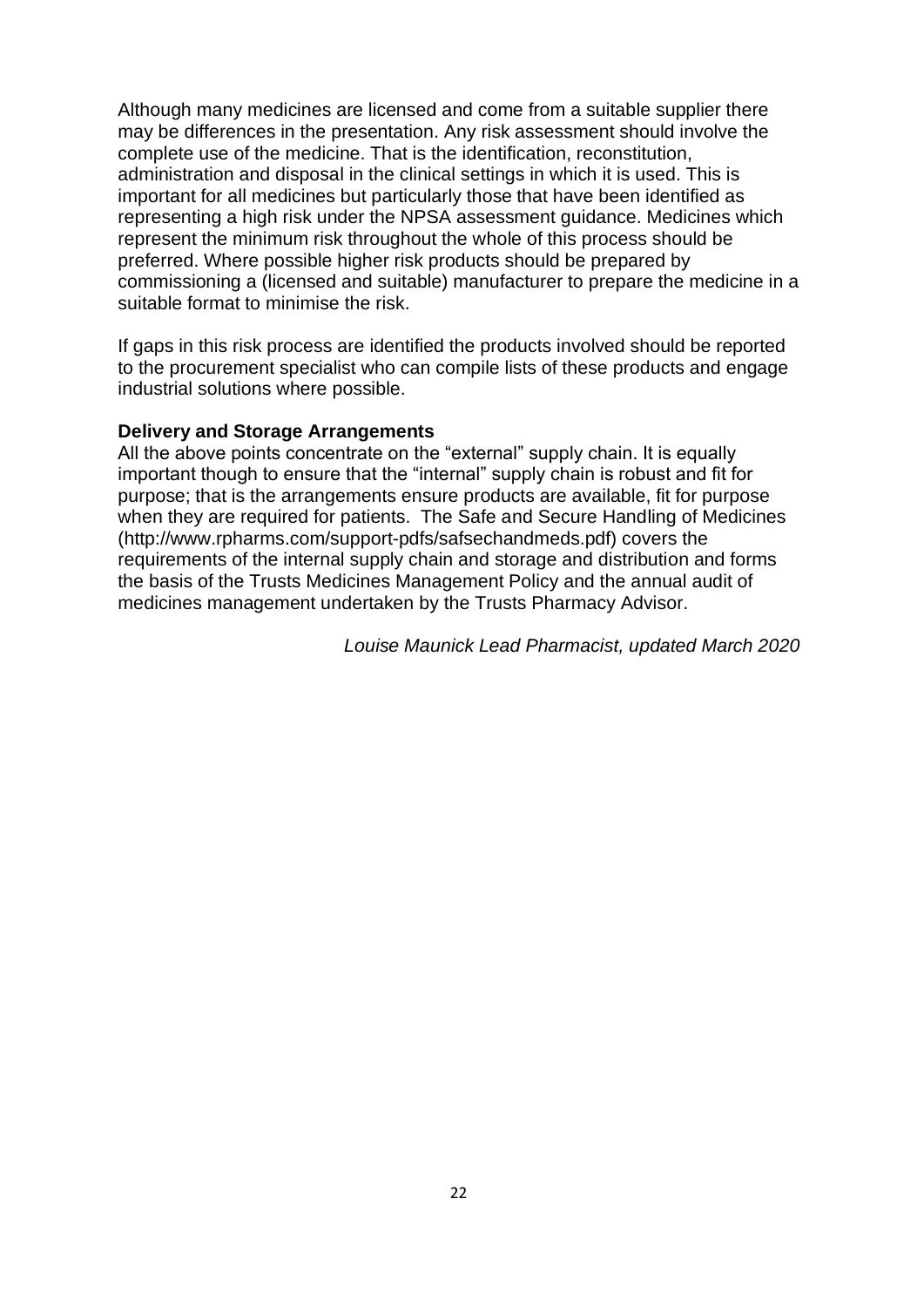Although many medicines are licensed and come from a suitable supplier there may be differences in the presentation. Any risk assessment should involve the complete use of the medicine. That is the identification, reconstitution, administration and disposal in the clinical settings in which it is used. This is important for all medicines but particularly those that have been identified as representing a high risk under the NPSA assessment guidance. Medicines which represent the minimum risk throughout the whole of this process should be preferred. Where possible higher risk products should be prepared by commissioning a (licensed and suitable) manufacturer to prepare the medicine in a suitable format to minimise the risk.

If gaps in this risk process are identified the products involved should be reported to the procurement specialist who can compile lists of these products and engage industrial solutions where possible.

**Delivery and Storage Arrangements**

All the above points concentrate on the "external" supply chain. It is equally important though to ensure that the "internal" supply chain is robust and fit for purpose; that is the arrangements ensure products are available, fit for purpose when they are required for patients. The Safe and Secure Handling of Medicines (http://www.rpharms.com/support-pdfs/safsechandmeds.pdf) covers the requirements of the internal supply chain and storage and distribution and forms the basis of the Trusts Medicines Management Policy and the annual audit of medicines management undertaken by the Trusts Pharmacy Advisor.

*Louise Maunick Lead Pharmacist, updated March 2020*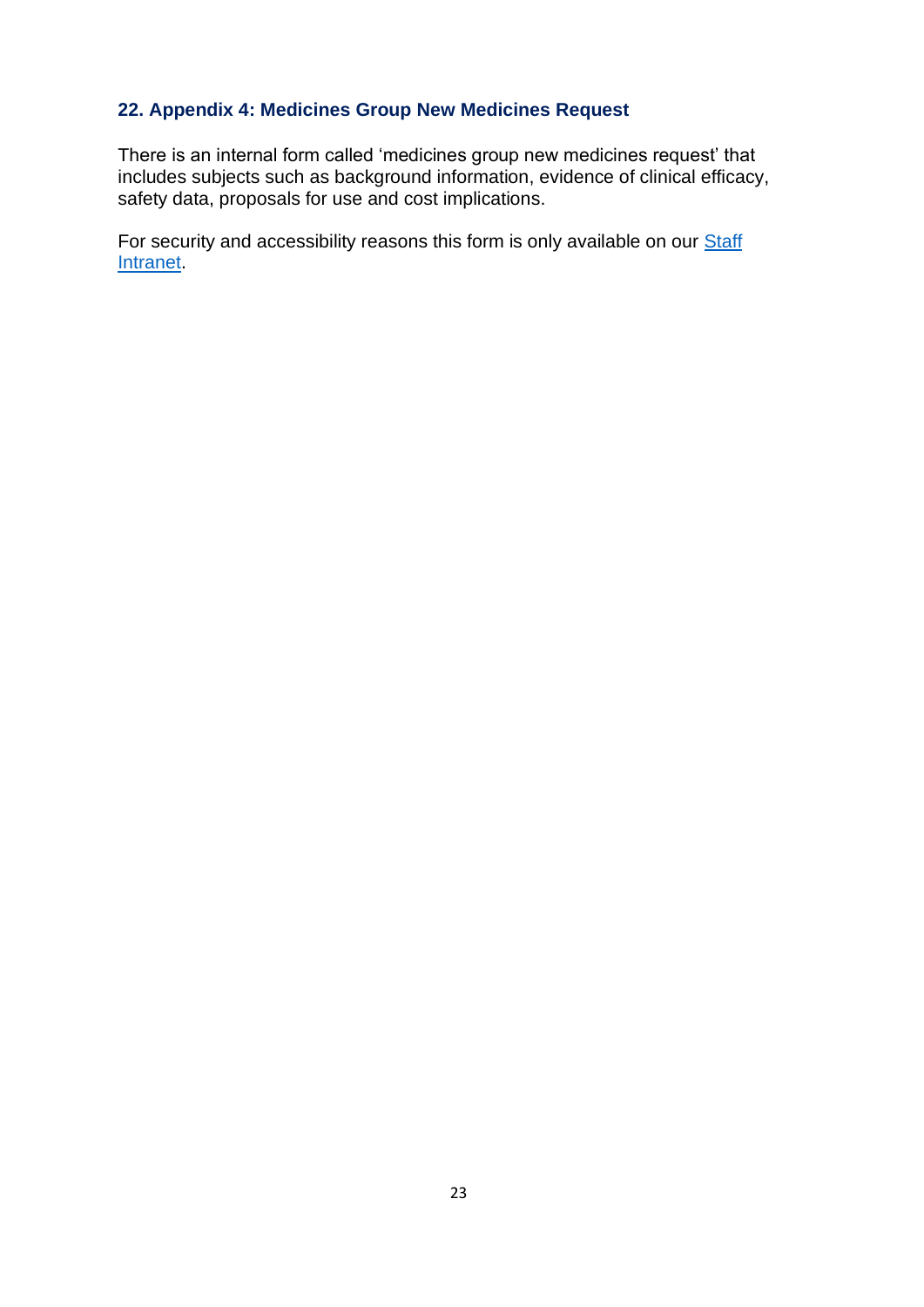## 22. Appendix 4: Medicines Group New Medicines Request

There is an internal form called 'medicines group new medicines request' that includes subjects such as background information, evidence of clinical efficacy, safety data, proposals for use and cost implications.

For security and accessibility reasons this form is only available on our Staff Intranet.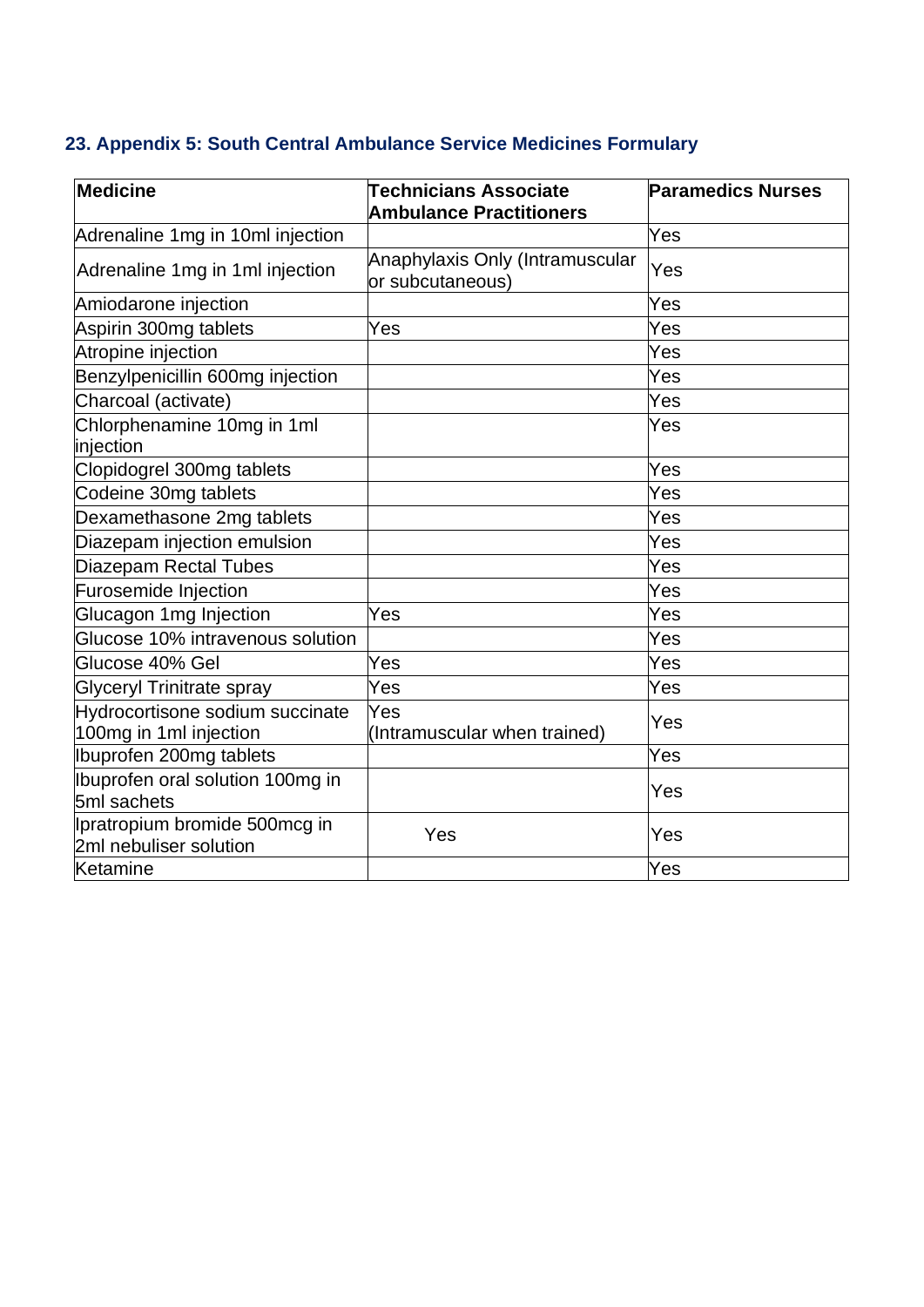## 23. Appendix 5: South Central Ambulance Service Medicines Formulary

| Medicine | Technicians Associate Ambulance Practitioners | Paramedics Nurses |
|---|---|---|
| Adrenaline 1mg in 10ml injection | | Yes |
| Adrenaline 1mg in 1ml injection | Anaphylaxis Only (Intramuscular or subcutaneous) | Yes |
| Amiodarone injection | | Yes |
| Aspirin 300mg tablets | Yes | Yes |
| Atropine injection | | Yes |
| Benzylpenicillin 600mg injection | | Yes |
| Charcoal (activate) | | Yes |
| Chlorphenamine 10mg in 1ml injection | | Yes |
| Clopidogrel 300mg tablets | | Yes |
| Codeine 30mg tablets | | Yes |
| Dexamethasone 2mg tablets | | Yes |
| Diazepam injection emulsion | | Yes |
| Diazepam Rectal Tubes | | Yes |
| Furosemide Injection | | Yes |
| Glucagon 1mg Injection | Yes | Yes |
| Glucose 10% intravenous solution | | Yes |
| Glucose 40% Gel | Yes | Yes |
| Glyceryl Trinitrate spray | Yes | Yes |
| Hydrocortisone sodium succinate 100mg in 1ml injection | Yes (Intramuscular when trained) | Yes |
| Ibuprofen 200mg tablets | | Yes |
| Ibuprofen oral solution 100mg in 5ml sachets | | Yes |
| Ipratropium bromide 500mcg in 2ml nebuliser solution | Yes | Yes |
| Ketamine | | Yes |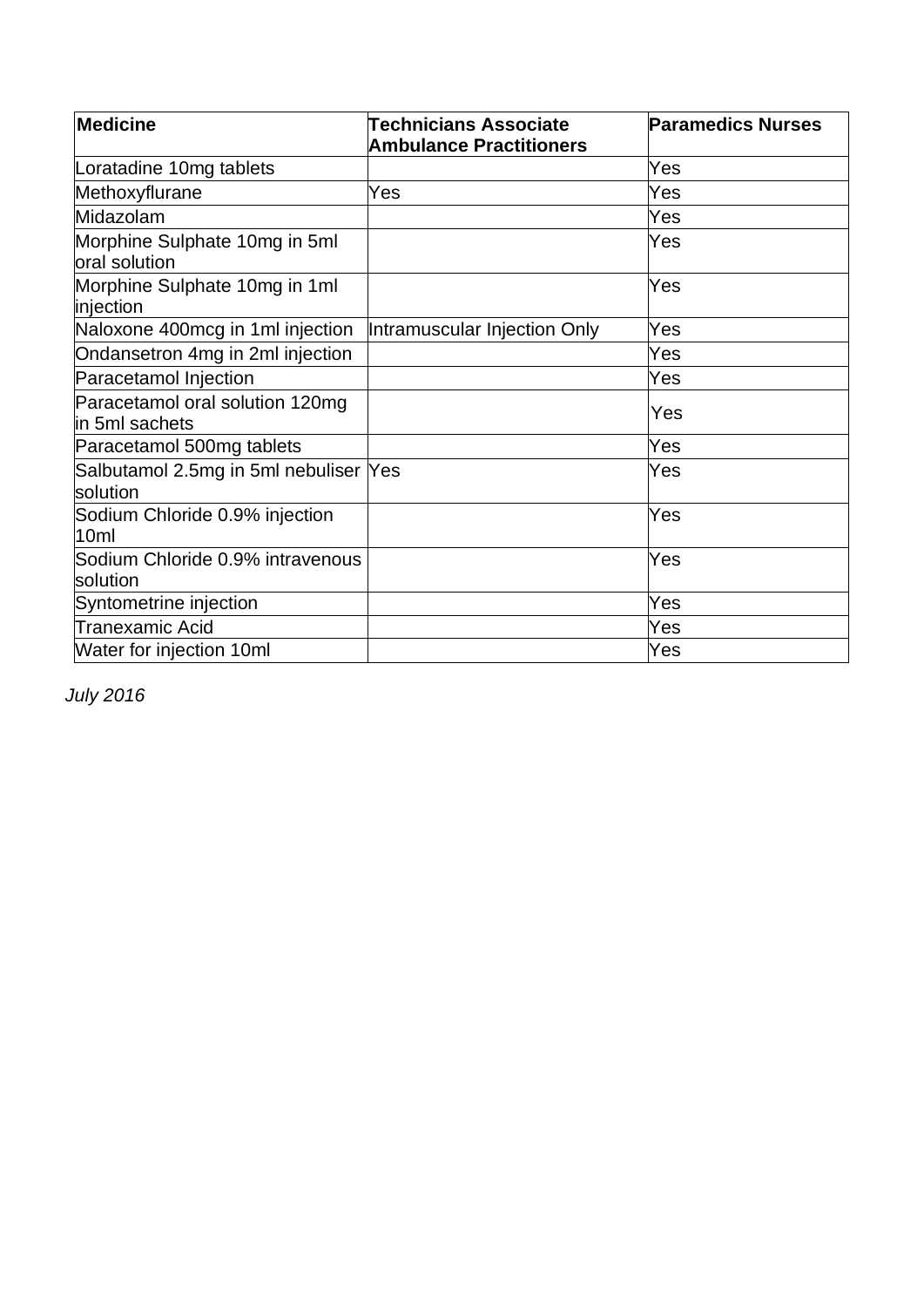| Medicine | Technicians Associate Ambulance Practitioners | Paramedics Nurses |
|---|---|---|
| Loratadine 10mg tablets | | Yes |
| Methoxyflurane | Yes | Yes |
| Midazolam | | Yes |
| Morphine Sulphate 10mg in 5ml oral solution | | Yes |
| Morphine Sulphate 10mg in 1ml injection | | Yes |
| Naloxone 400mcg in 1ml injection | Intramuscular Injection Only | Yes |
| Ondansetron 4mg in 2ml injection | | Yes |
| Paracetamol Injection | | Yes |
| Paracetamol oral solution 120mg in 5ml sachets | | Yes |
| Paracetamol 500mg tablets | | Yes |
| Salbutamol 2.5mg in 5ml nebuliser solution | Yes | Yes |
| Sodium Chloride 0.9% injection 10ml | | Yes |
| Sodium Chloride 0.9% intravenous solution | | Yes |
| Syntometrine injection | | Yes |
| Tranexamic Acid | | Yes |
| Water for injection 10ml | | Yes |

*July 2016*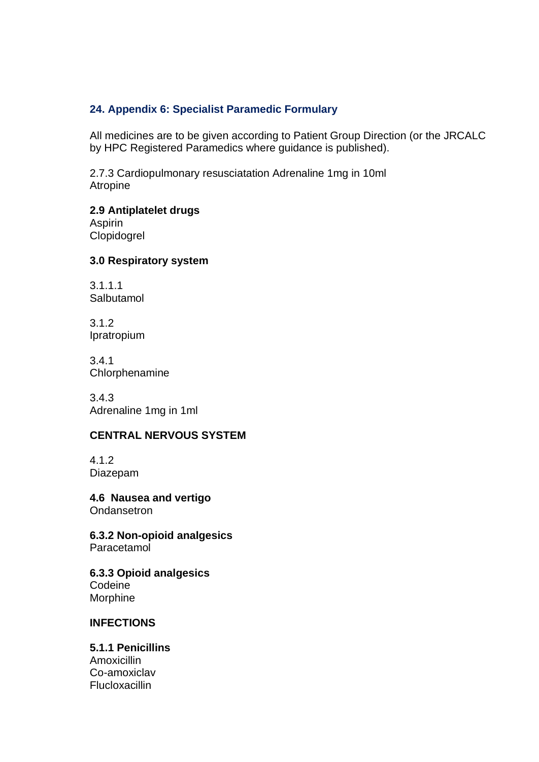## 24. Appendix 6: Specialist Paramedic Formulary

All medicines are to be given according to Patient Group Direction (or the JRCALC by HPC Registered Paramedics where guidance is published).

2.7.3 Cardiopulmonary resusciatation Adrenaline 1mg in 10ml
Atropine

**2.9 Antiplatelet drugs**
Aspirin
Clopidogrel

**3.0 Respiratory system**

3.1.1.1
Salbutamol

3.1.2
Ipratropium

3.4.1
Chlorphenamine

3.4.3
Adrenaline 1mg in 1ml

**CENTRAL NERVOUS SYSTEM**

4.1.2
Diazepam

**4.6 Nausea and vertigo**
Ondansetron

**6.3.2 Non-opioid analgesics**
Paracetamol

**6.3.3 Opioid analgesics**
Codeine
Morphine

**INFECTIONS**

**5.1.1 Penicillins**
Amoxicillin
Co-amoxiclav
Flucloxacillin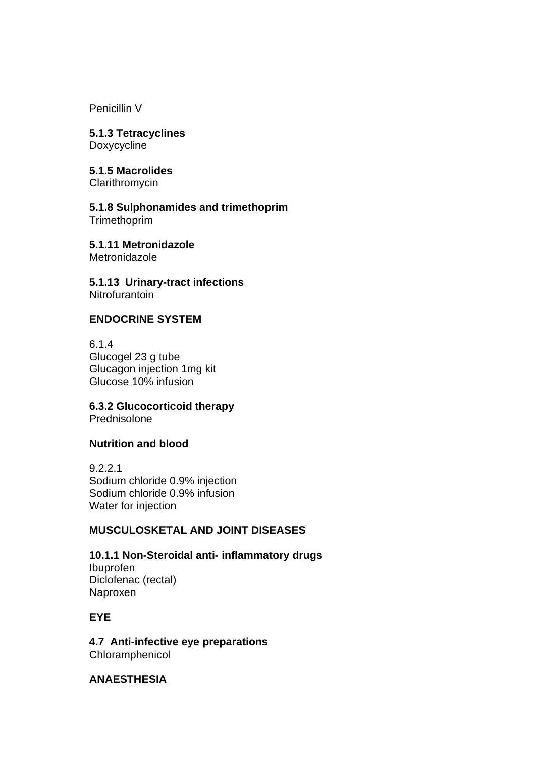Penicillin V

**5.1.3 Tetracyclines**
Doxycycline

**5.1.5 Macrolides**
Clarithromycin

**5.1.8 Sulphonamides and trimethoprim**
Trimethoprim

**5.1.11 Metronidazole**
Metronidazole

**5.1.13 Urinary-tract infections**
Nitrofurantoin

**ENDOCRINE SYSTEM**

6.1.4
Glucogel 23 g tube
Glucagon injection 1mg kit
Glucose 10% infusion

**6.3.2 Glucocorticoid therapy**
Prednisolone

**Nutrition and blood**

9.2.2.1
Sodium chloride 0.9% injection
Sodium chloride 0.9% infusion
Water for injection

**MUSCULOSKETAL AND JOINT DISEASES**

**10.1.1 Non-Steroidal anti- inflammatory drugs**
Ibuprofen
Diclofenac (rectal)
Naproxen

**EYE**

**4.7 Anti-infective eye preparations**
Chloramphenicol

**ANAESTHESIA**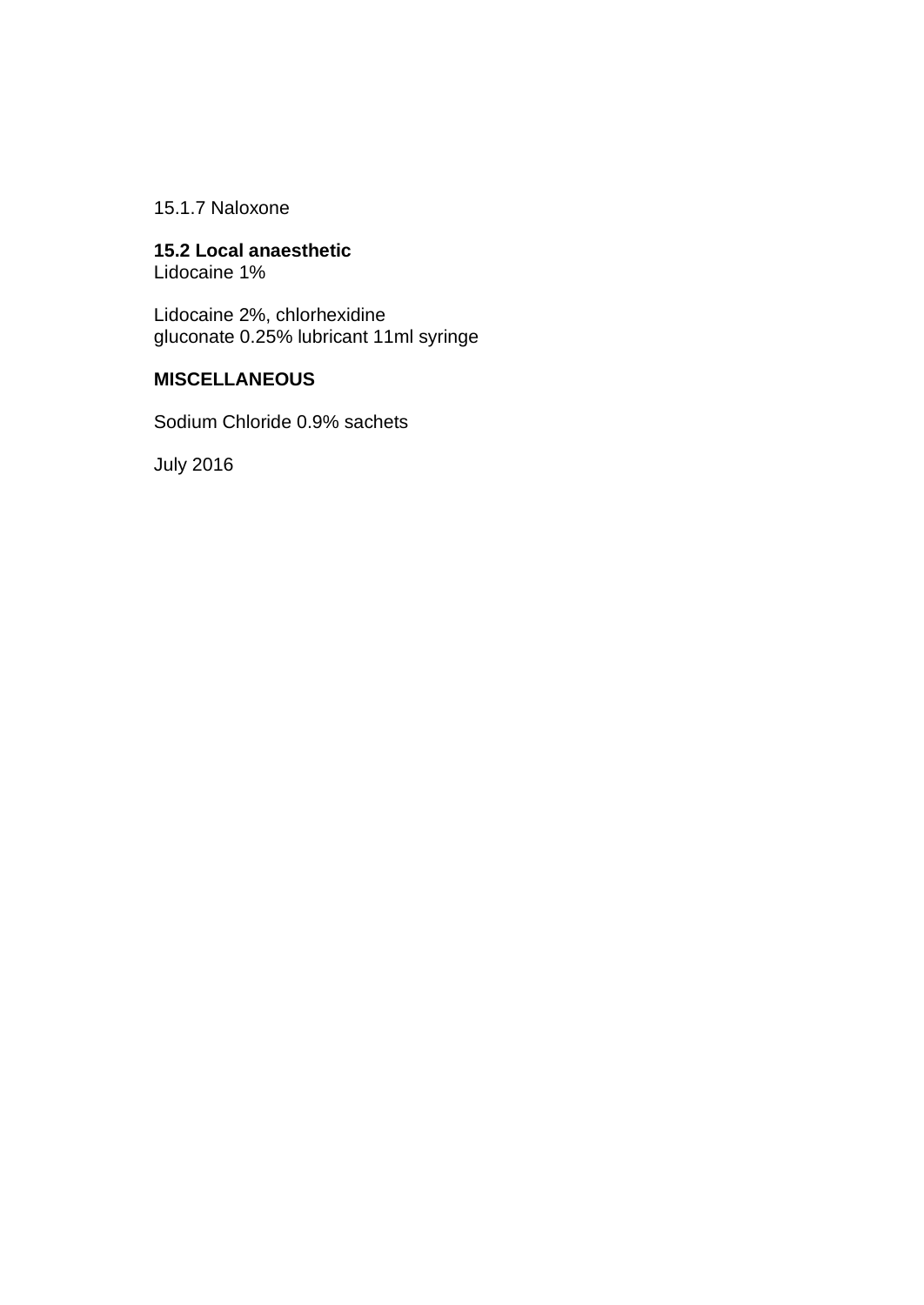15.1.7 Naloxone

**15.2 Local anaesthetic**
Lidocaine 1%

Lidocaine 2%, chlorhexidine
gluconate 0.25% lubricant 11ml syringe

**MISCELLANEOUS**

Sodium Chloride 0.9% sachets

July 2016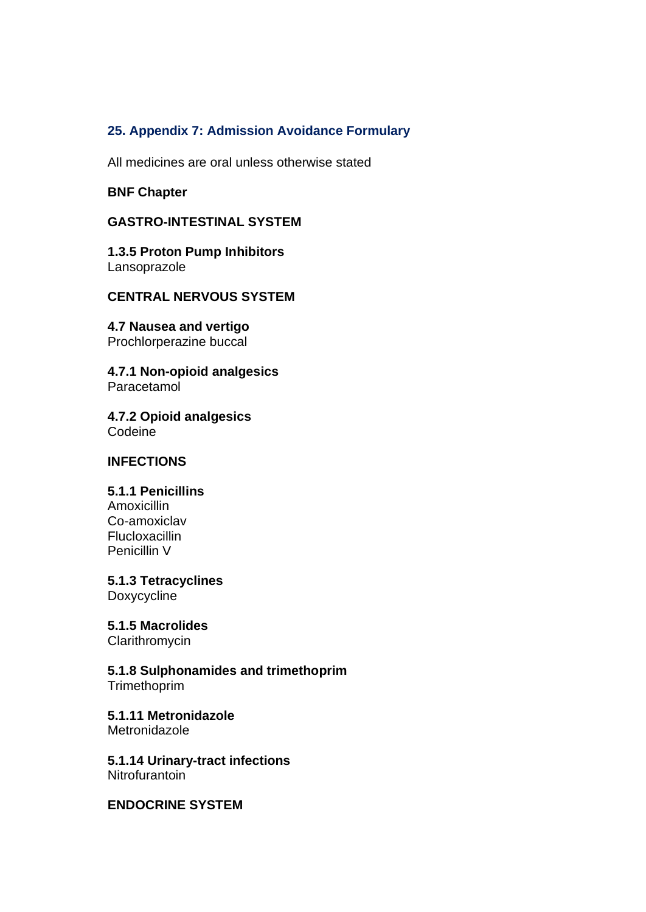## 25. Appendix 7: Admission Avoidance Formulary

All medicines are oral unless otherwise stated

**BNF Chapter**

**GASTRO-INTESTINAL SYSTEM**

**1.3.5 Proton Pump Inhibitors**
Lansoprazole

**CENTRAL NERVOUS SYSTEM**

**4.7 Nausea and vertigo**
Prochlorperazine buccal

**4.7.1 Non-opioid analgesics**
Paracetamol

**4.7.2 Opioid analgesics**
Codeine

**INFECTIONS**

**5.1.1 Penicillins**
Amoxicillin
Co-amoxiclav
Flucloxacillin
Penicillin V

**5.1.3 Tetracyclines**
Doxycycline

**5.1.5 Macrolides**
Clarithromycin

**5.1.8 Sulphonamides and trimethoprim**
Trimethoprim

**5.1.11 Metronidazole**
Metronidazole

**5.1.14 Urinary-tract infections**
Nitrofurantoin

**ENDOCRINE SYSTEM**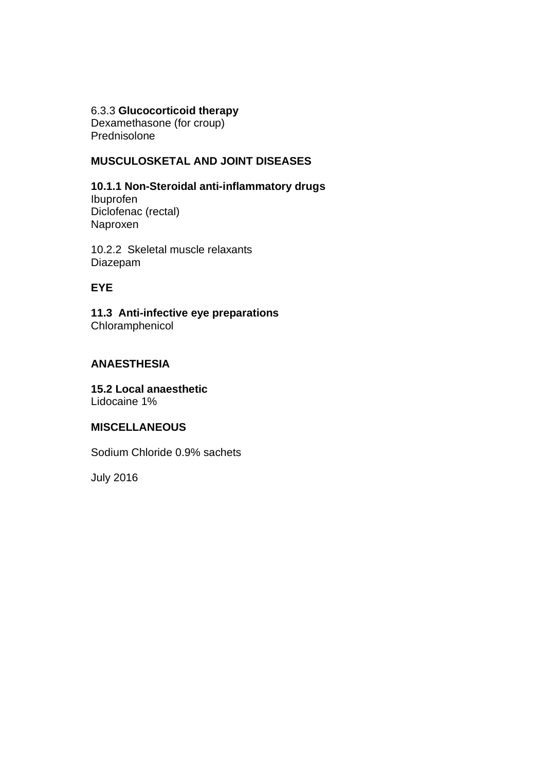6.3.3 **Glucocorticoid therapy**
Dexamethasone (for croup)
Prednisolone

**MUSCULOSKETAL AND JOINT DISEASES**

**10.1.1 Non-Steroidal anti-inflammatory drugs**
Ibuprofen
Diclofenac (rectal)
Naproxen

10.2.2 Skeletal muscle relaxants
Diazepam

**EYE**

**11.3 Anti-infective eye preparations**
Chloramphenicol

**ANAESTHESIA**

**15.2 Local anaesthetic**
Lidocaine 1%

**MISCELLANEOUS**

Sodium Chloride 0.9% sachets

July 2016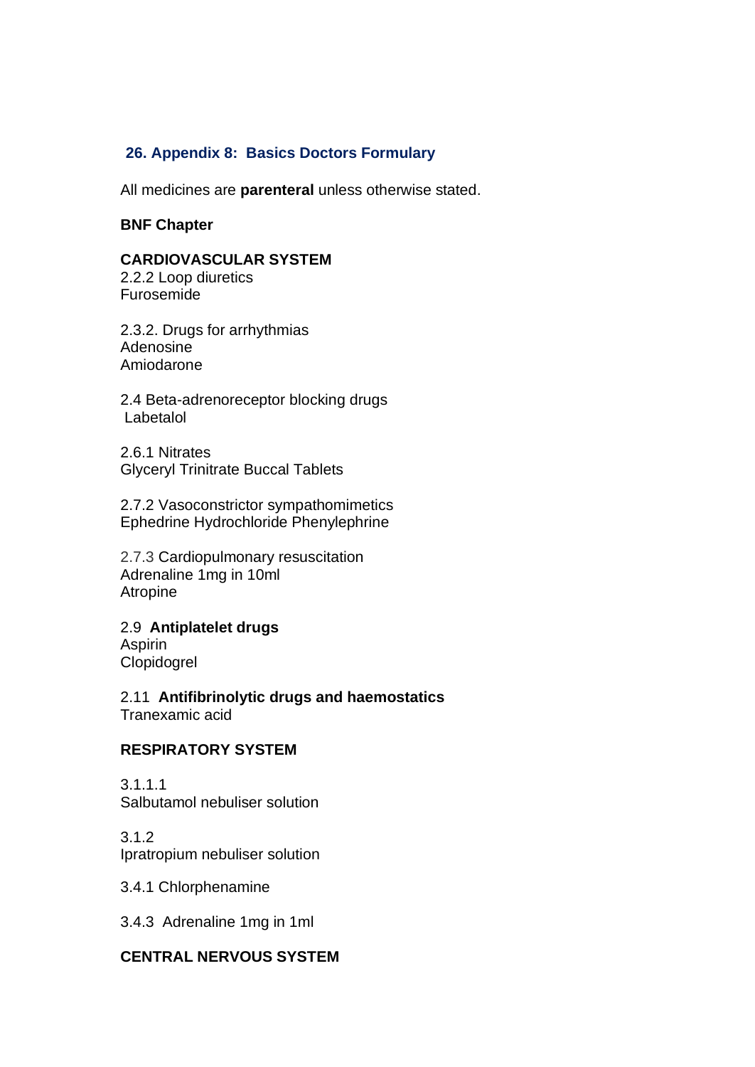## 26. Appendix 8: Basics Doctors Formulary

All medicines are **parenteral** unless otherwise stated.

**BNF Chapter**

**CARDIOVASCULAR SYSTEM**

2.2.2 Loop diuretics
Furosemide

2.3.2. Drugs for arrhythmias
Adenosine
Amiodarone

2.4 Beta-adrenoreceptor blocking drugs
Labetalol

2.6.1 Nitrates
Glyceryl Trinitrate Buccal Tablets

2.7.2 Vasoconstrictor sympathomimetics
Ephedrine Hydrochloride Phenylephrine

2.7.3 Cardiopulmonary resuscitation
Adrenaline 1mg in 10ml
Atropine

2.9 **Antiplatelet drugs**
Aspirin
Clopidogrel

2.11 **Antifibrinolytic drugs and haemostatics**
Tranexamic acid

**RESPIRATORY SYSTEM**

3.1.1.1
Salbutamol nebuliser solution

3.1.2
Ipratropium nebuliser solution

3.4.1 Chlorphenamine

3.4.3 Adrenaline 1mg in 1ml

**CENTRAL NERVOUS SYSTEM**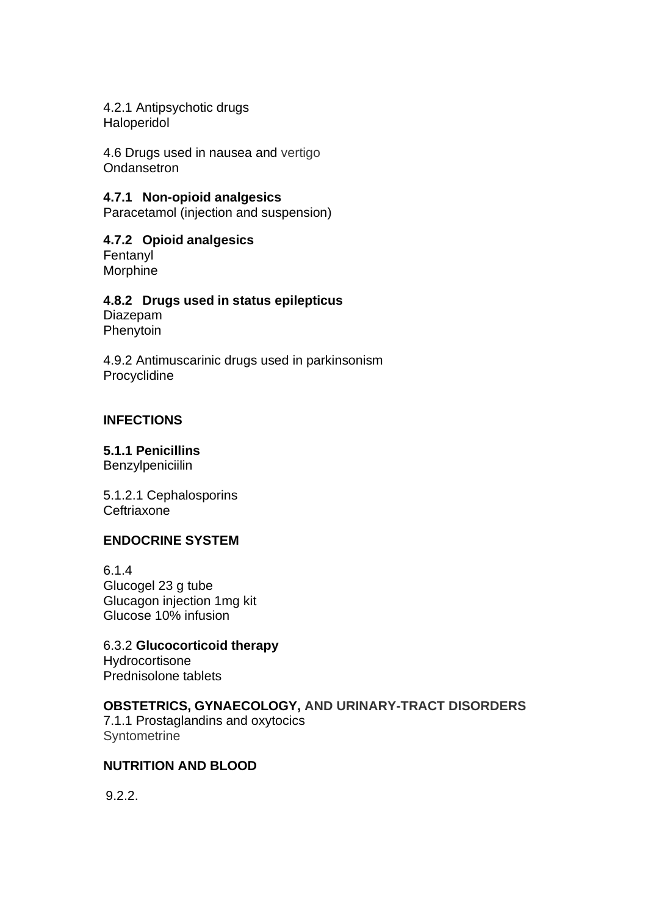4.2.1 Antipsychotic drugs
Haloperidol

4.6 Drugs used in nausea and vertigo
Ondansetron

**4.7.1 Non-opioid analgesics**
Paracetamol (injection and suspension)

**4.7.2 Opioid analgesics**
Fentanyl
Morphine

**4.8.2 Drugs used in status epilepticus**
Diazepam
Phenytoin

4.9.2 Antimuscarinic drugs used in parkinsonism
Procyclidine

**INFECTIONS**

**5.1.1 Penicillins**
Benzylpeniciilin

5.1.2.1 Cephalosporins
Ceftriaxone

**ENDOCRINE SYSTEM**

6.1.4
Glucogel 23 g tube
Glucagon injection 1mg kit
Glucose 10% infusion

6.3.2 **Glucocorticoid therapy**
Hydrocortisone
Prednisolone tablets

**OBSTETRICS, GYNAECOLOGY, AND URINARY-TRACT DISORDERS**
7.1.1 Prostaglandins and oxytocics
Syntometrine

**NUTRITION AND BLOOD**

9.2.2.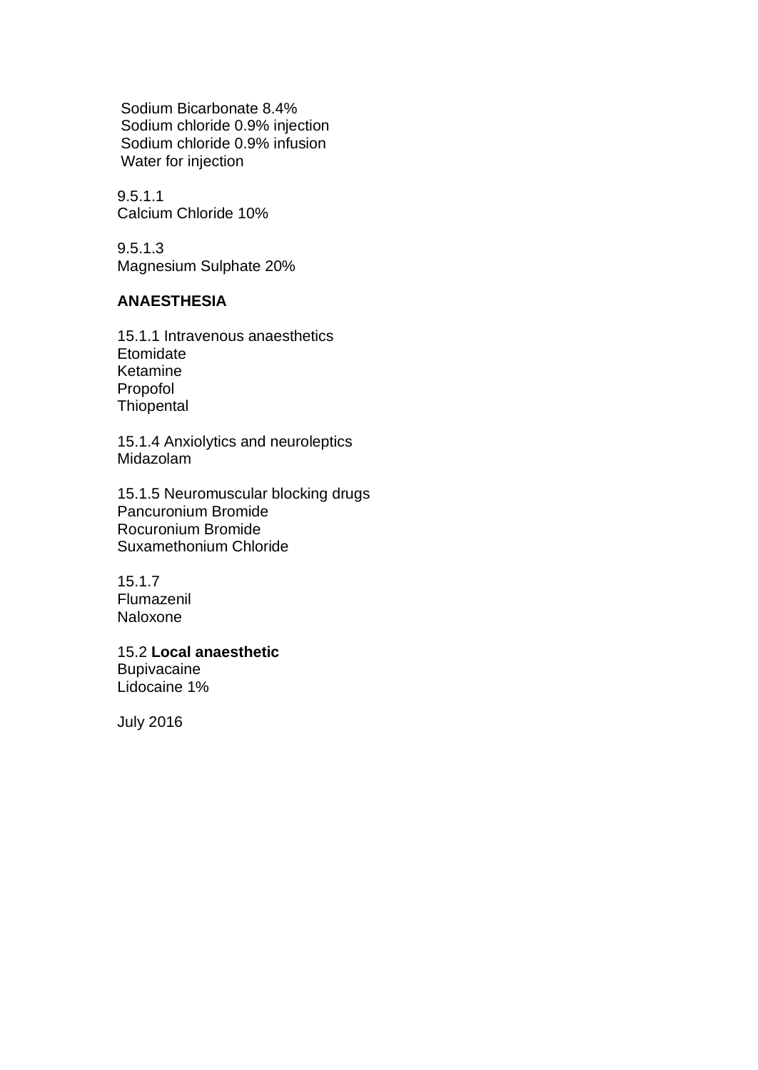Sodium Bicarbonate 8.4%
Sodium chloride 0.9% injection
Sodium chloride 0.9% infusion
Water for injection

9.5.1.1
Calcium Chloride 10%

9.5.1.3
Magnesium Sulphate 20%

**ANAESTHESIA**

15.1.1 Intravenous anaesthetics
Etomidate
Ketamine
Propofol
Thiopental

15.1.4 Anxiolytics and neuroleptics
Midazolam

15.1.5 Neuromuscular blocking drugs
Pancuronium Bromide
Rocuronium Bromide
Suxamethonium Chloride

15.1.7
Flumazenil
Naloxone

15.2 **Local anaesthetic**
Bupivacaine
Lidocaine 1%

July 2016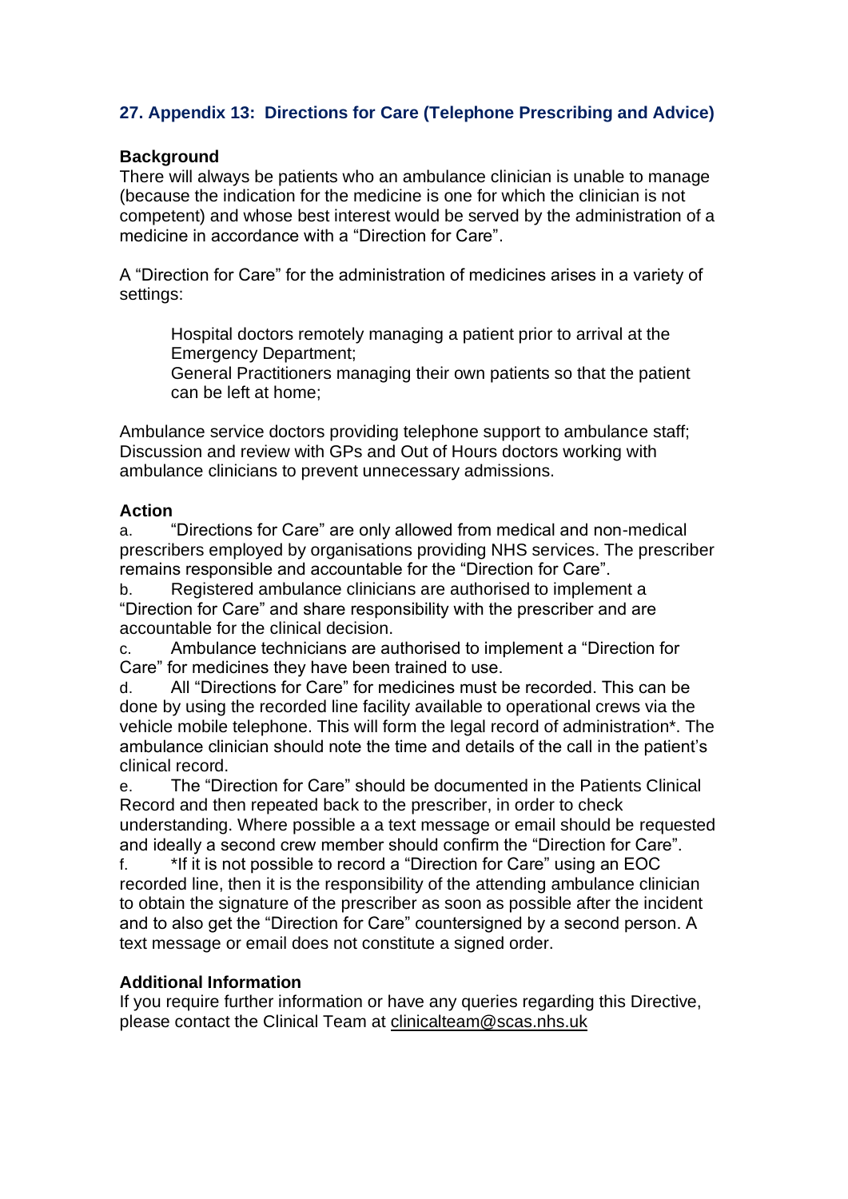## 27. Appendix 13: Directions for Care (Telephone Prescribing and Advice)

**Background**

There will always be patients who an ambulance clinician is unable to manage (because the indication for the medicine is one for which the clinician is not competent) and whose best interest would be served by the administration of a medicine in accordance with a "Direction for Care".

A "Direction for Care" for the administration of medicines arises in a variety of settings:

> Hospital doctors remotely managing a patient prior to arrival at the Emergency Department;
> General Practitioners managing their own patients so that the patient can be left at home;

Ambulance service doctors providing telephone support to ambulance staff;
Discussion and review with GPs and Out of Hours doctors working with ambulance clinicians to prevent unnecessary admissions.

**Action**

a. "Directions for Care" are only allowed from medical and non-medical prescribers employed by organisations providing NHS services. The prescriber remains responsible and accountable for the "Direction for Care".

b. Registered ambulance clinicians are authorised to implement a "Direction for Care" and share responsibility with the prescriber and are accountable for the clinical decision.

c. Ambulance technicians are authorised to implement a "Direction for Care" for medicines they have been trained to use.

d. All "Directions for Care" for medicines must be recorded. This can be done by using the recorded line facility available to operational crews via the vehicle mobile telephone. This will form the legal record of administration*. The ambulance clinician should note the time and details of the call in the patient's clinical record.

e. The "Direction for Care" should be documented in the Patients Clinical Record and then repeated back to the prescriber, in order to check understanding. Where possible a a text message or email should be requested and ideally a second crew member should confirm the "Direction for Care".

f. *If it is not possible to record a "Direction for Care" using an EOC recorded line, then it is the responsibility of the attending ambulance clinician to obtain the signature of the prescriber as soon as possible after the incident and to also get the "Direction for Care" countersigned by a second person. A text message or email does not constitute a signed order.

**Additional Information**

If you require further information or have any queries regarding this Directive, please contact the Clinical Team at clinicalteam@scas.nhs.uk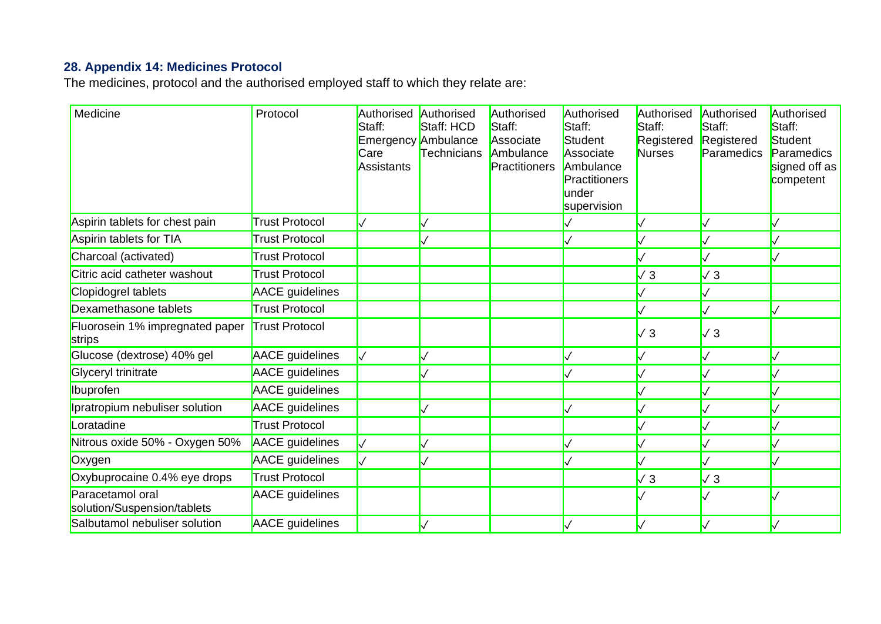### 28. Appendix 14: Medicines Protocol

The medicines, protocol and the authorised employed staff to which they relate are:

| Medicine | Protocol | Authorised Staff: Emergency Care Assistants | Authorised Staff: HCD Ambulance Technicians | Authorised Staff: Associate Ambulance Practitioners | Authorised Staff: Student Associate Ambulance Practitioners under supervision | Authorised Staff: Registered Nurses | Authorised Staff: Registered Paramedics | Authorised Staff: Student Paramedics signed off as competent |
|---|---|---|---|---|---|---|---|---|
| Aspirin tablets for chest pain | Trust Protocol | ✓ | ✓ | | ✓ | ✓ | ✓ | ✓ |
| Aspirin tablets for TIA | Trust Protocol | | ✓ | | ✓ | ✓ | ✓ | ✓ |
| Charcoal (activated) | Trust Protocol | | | | | ✓ | ✓ | ✓ |
| Citric acid catheter washout | Trust Protocol | | | | | ✓ 3 | ✓ 3 | |
| Clopidogrel tablets | AACE guidelines | | | | | ✓ | ✓ | |
| Dexamethasone tablets | Trust Protocol | | | | | ✓ | ✓ | ✓ |
| Fluorosein 1% impregnated paper strips | Trust Protocol | | | | | ✓ 3 | ✓ 3 | |
| Glucose (dextrose) 40% gel | AACE guidelines | ✓ | ✓ | | ✓ | ✓ | ✓ | ✓ |
| Glyceryl trinitrate | AACE guidelines | | ✓ | | ✓ | ✓ | ✓ | ✓ |
| Ibuprofen | AACE guidelines | | | | | ✓ | ✓ | ✓ |
| Ipratropium nebuliser solution | AACE guidelines | | ✓ | | ✓ | ✓ | ✓ | ✓ |
| Loratadine | Trust Protocol | | | | | ✓ | ✓ | ✓ |
| Nitrous oxide 50% - Oxygen 50% | AACE guidelines | ✓ | ✓ | | ✓ | ✓ | ✓ | ✓ |
| Oxygen | AACE guidelines | ✓ | ✓ | | ✓ | ✓ | ✓ | ✓ |
| Oxybuprocaine 0.4% eye drops | Trust Protocol | | | | | ✓ 3 | ✓ 3 | |
| Paracetamol oral solution/Suspension/tablets | AACE guidelines | | | | | ✓ | ✓ | ✓ |
| Salbutamol nebuliser solution | AACE guidelines | | ✓ | | ✓ | ✓ | ✓ | ✓ |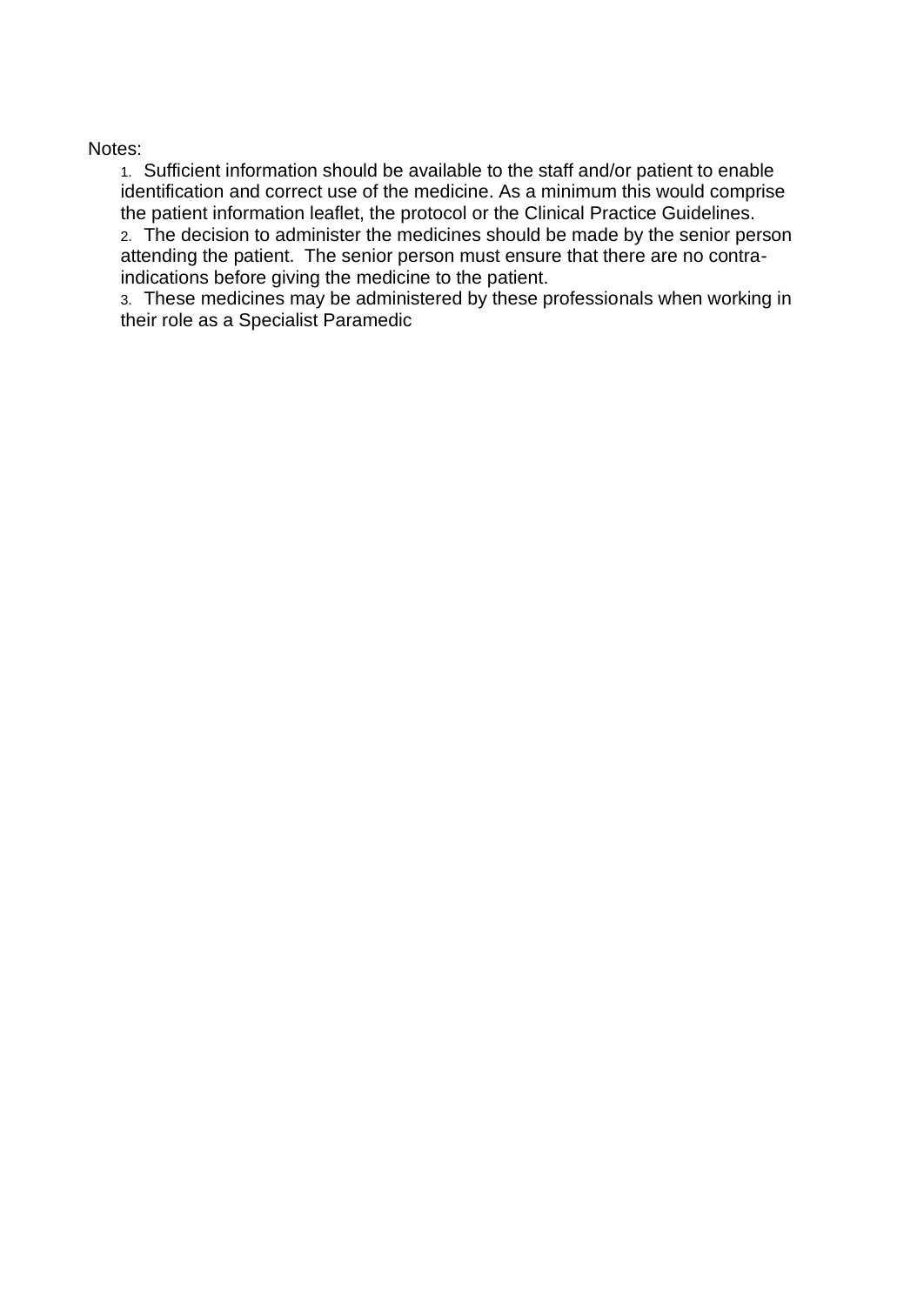Notes:

1. Sufficient information should be available to the staff and/or patient to enable identification and correct use of the medicine. As a minimum this would comprise the patient information leaflet, the protocol or the Clinical Practice Guidelines.
2. The decision to administer the medicines should be made by the senior person attending the patient. The senior person must ensure that there are no contra-indications before giving the medicine to the patient.
3. These medicines may be administered by these professionals when working in their role as a Specialist Paramedic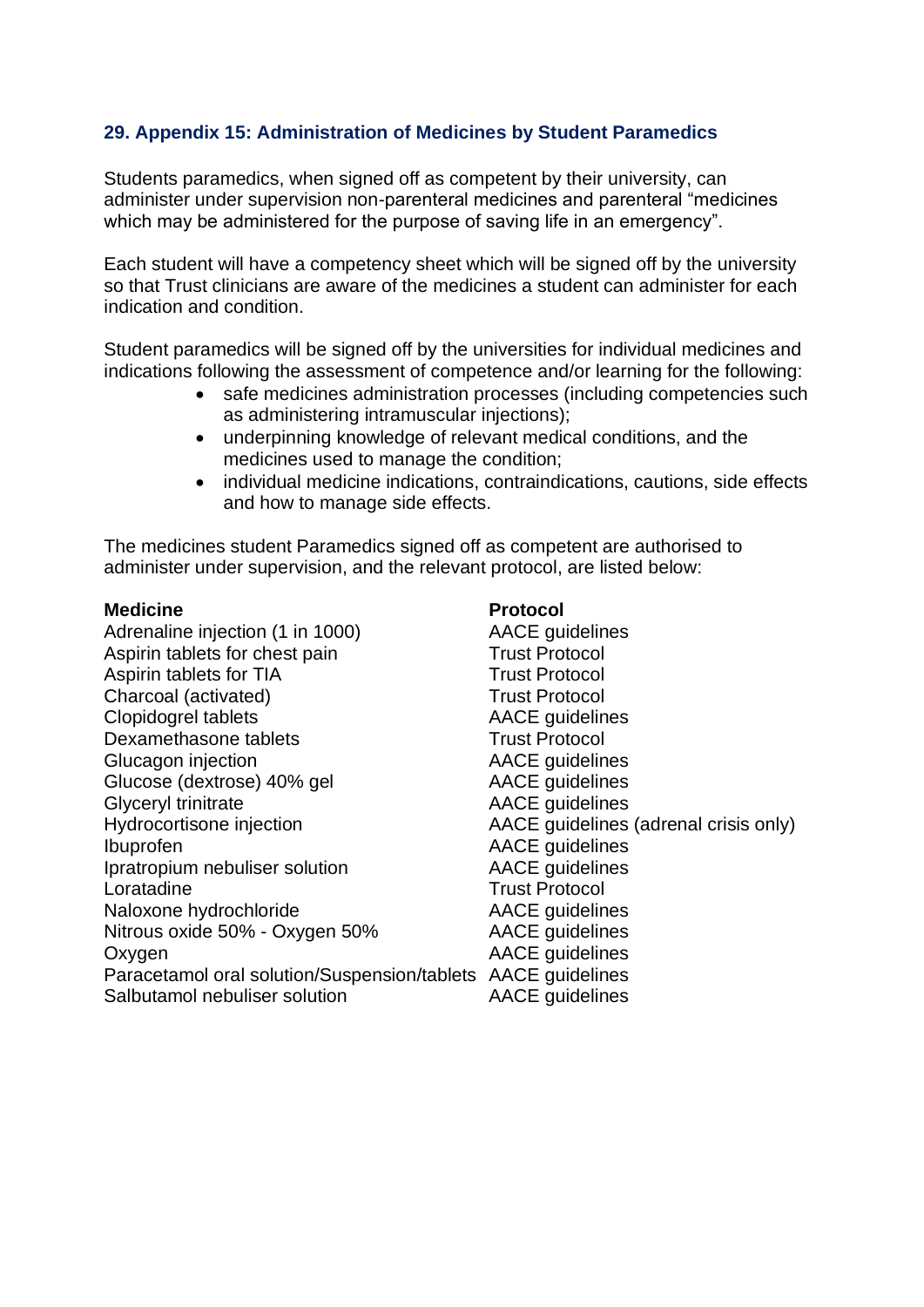## 29. Appendix 15: Administration of Medicines by Student Paramedics

Students paramedics, when signed off as competent by their university, can administer under supervision non-parenteral medicines and parenteral "medicines which may be administered for the purpose of saving life in an emergency".

Each student will have a competency sheet which will be signed off by the university so that Trust clinicians are aware of the medicines a student can administer for each indication and condition.

Student paramedics will be signed off by the universities for individual medicines and indications following the assessment of competence and/or learning for the following:

- safe medicines administration processes (including competencies such as administering intramuscular injections);
- underpinning knowledge of relevant medical conditions, and the medicines used to manage the condition;
- individual medicine indications, contraindications, cautions, side effects and how to manage side effects.

The medicines student Paramedics signed off as competent are authorised to administer under supervision, and the relevant protocol, are listed below:

| Medicine | Protocol |
|---|---|
| Adrenaline injection (1 in 1000) | AACE guidelines |
| Aspirin tablets for chest pain | Trust Protocol |
| Aspirin tablets for TIA | Trust Protocol |
| Charcoal (activated) | Trust Protocol |
| Clopidogrel tablets | AACE guidelines |
| Dexamethasone tablets | Trust Protocol |
| Glucagon injection | AACE guidelines |
| Glucose (dextrose) 40% gel | AACE guidelines |
| Glyceryl trinitrate | AACE guidelines |
| Hydrocortisone injection | AACE guidelines (adrenal crisis only) |
| Ibuprofen | AACE guidelines |
| Ipratropium nebuliser solution | AACE guidelines |
| Loratadine | Trust Protocol |
| Naloxone hydrochloride | AACE guidelines |
| Nitrous oxide 50% - Oxygen 50% | AACE guidelines |
| Oxygen | AACE guidelines |
| Paracetamol oral solution/Suspension/tablets | AACE guidelines |
| Salbutamol nebuliser solution | AACE guidelines |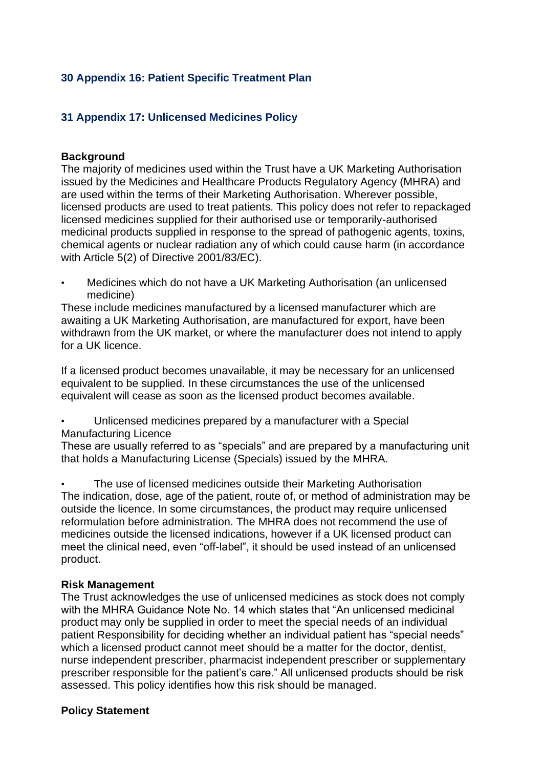## 30 Appendix 16: Patient Specific Treatment Plan

## 31 Appendix 17: Unlicensed Medicines Policy

**Background**

The majority of medicines used within the Trust have a UK Marketing Authorisation issued by the Medicines and Healthcare Products Regulatory Agency (MHRA) and are used within the terms of their Marketing Authorisation. Wherever possible, licensed products are used to treat patients. This policy does not refer to repackaged licensed medicines supplied for their authorised use or temporarily-authorised medicinal products supplied in response to the spread of pathogenic agents, toxins, chemical agents or nuclear radiation any of which could cause harm (in accordance with Article 5(2) of Directive 2001/83/EC).

- Medicines which do not have a UK Marketing Authorisation (an unlicensed medicine)

These include medicines manufactured by a licensed manufacturer which are awaiting a UK Marketing Authorisation, are manufactured for export, have been withdrawn from the UK market, or where the manufacturer does not intend to apply for a UK licence.

If a licensed product becomes unavailable, it may be necessary for an unlicensed equivalent to be supplied. In these circumstances the use of the unlicensed equivalent will cease as soon as the licensed product becomes available.

- Unlicensed medicines prepared by a manufacturer with a Special Manufacturing Licence

These are usually referred to as "specials" and are prepared by a manufacturing unit that holds a Manufacturing License (Specials) issued by the MHRA.

- The use of licensed medicines outside their Marketing Authorisation

The indication, dose, age of the patient, route of, or method of administration may be outside the licence. In some circumstances, the product may require unlicensed reformulation before administration. The MHRA does not recommend the use of medicines outside the licensed indications, however if a UK licensed product can meet the clinical need, even "off-label", it should be used instead of an unlicensed product.

**Risk Management**

The Trust acknowledges the use of unlicensed medicines as stock does not comply with the MHRA Guidance Note No. 14 which states that "An unlicensed medicinal product may only be supplied in order to meet the special needs of an individual patient Responsibility for deciding whether an individual patient has "special needs" which a licensed product cannot meet should be a matter for the doctor, dentist, nurse independent prescriber, pharmacist independent prescriber or supplementary prescriber responsible for the patient's care." All unlicensed products should be risk assessed. This policy identifies how this risk should be managed.

**Policy Statement**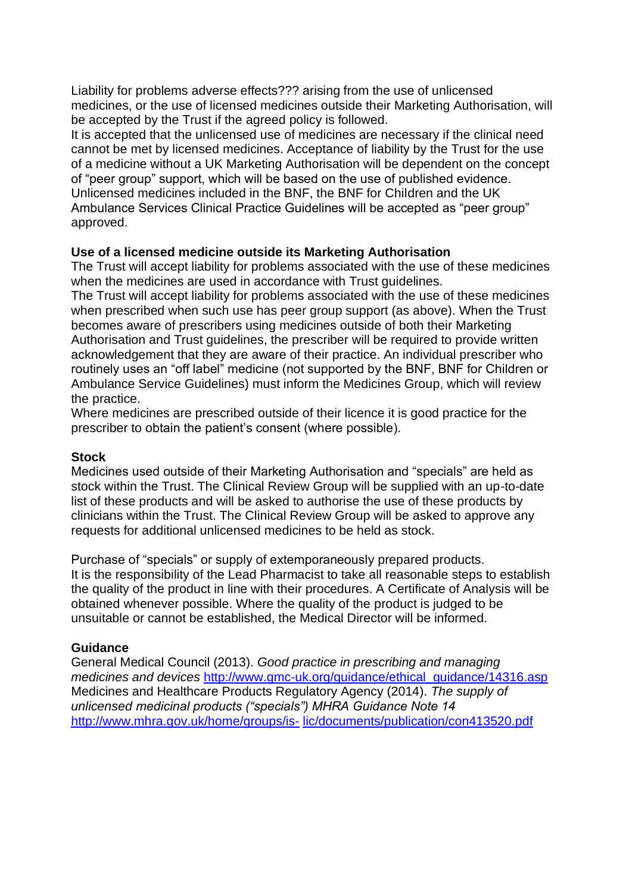Liability for problems adverse effects??? arising from the use of unlicensed medicines, or the use of licensed medicines outside their Marketing Authorisation, will be accepted by the Trust if the agreed policy is followed.
It is accepted that the unlicensed use of medicines are necessary if the clinical need cannot be met by licensed medicines. Acceptance of liability by the Trust for the use of a medicine without a UK Marketing Authorisation will be dependent on the concept of "peer group" support, which will be based on the use of published evidence. Unlicensed medicines included in the BNF, the BNF for Children and the UK Ambulance Services Clinical Practice Guidelines will be accepted as "peer group" approved.

**Use of a licensed medicine outside its Marketing Authorisation**
The Trust will accept liability for problems associated with the use of these medicines when the medicines are used in accordance with Trust guidelines.
The Trust will accept liability for problems associated with the use of these medicines when prescribed when such use has peer group support (as above). When the Trust becomes aware of prescribers using medicines outside of both their Marketing Authorisation and Trust guidelines, the prescriber will be required to provide written acknowledgement that they are aware of their practice. An individual prescriber who routinely uses an "off label" medicine (not supported by the BNF, BNF for Children or Ambulance Service Guidelines) must inform the Medicines Group, which will review the practice.
Where medicines are prescribed outside of their licence it is good practice for the prescriber to obtain the patient's consent (where possible).

**Stock**
Medicines used outside of their Marketing Authorisation and "specials" are held as stock within the Trust. The Clinical Review Group will be supplied with an up-to-date list of these products and will be asked to authorise the use of these products by clinicians within the Trust. The Clinical Review Group will be asked to approve any requests for additional unlicensed medicines to be held as stock.

Purchase of "specials" or supply of extemporaneously prepared products.
It is the responsibility of the Lead Pharmacist to take all reasonable steps to establish the quality of the product in line with their procedures. A Certificate of Analysis will be obtained whenever possible. Where the quality of the product is judged to be unsuitable or cannot be established, the Medical Director will be informed.

**Guidance**
General Medical Council (2013). *Good practice in prescribing and managing medicines and devices* http://www.gmc-uk.org/guidance/ethical_guidance/14316.asp
Medicines and Healthcare Products Regulatory Agency (2014). *The supply of unlicensed medicinal products ("specials") MHRA Guidance Note 14* http://www.mhra.gov.uk/home/groups/is- lic/documents/publication/con413520.pdf